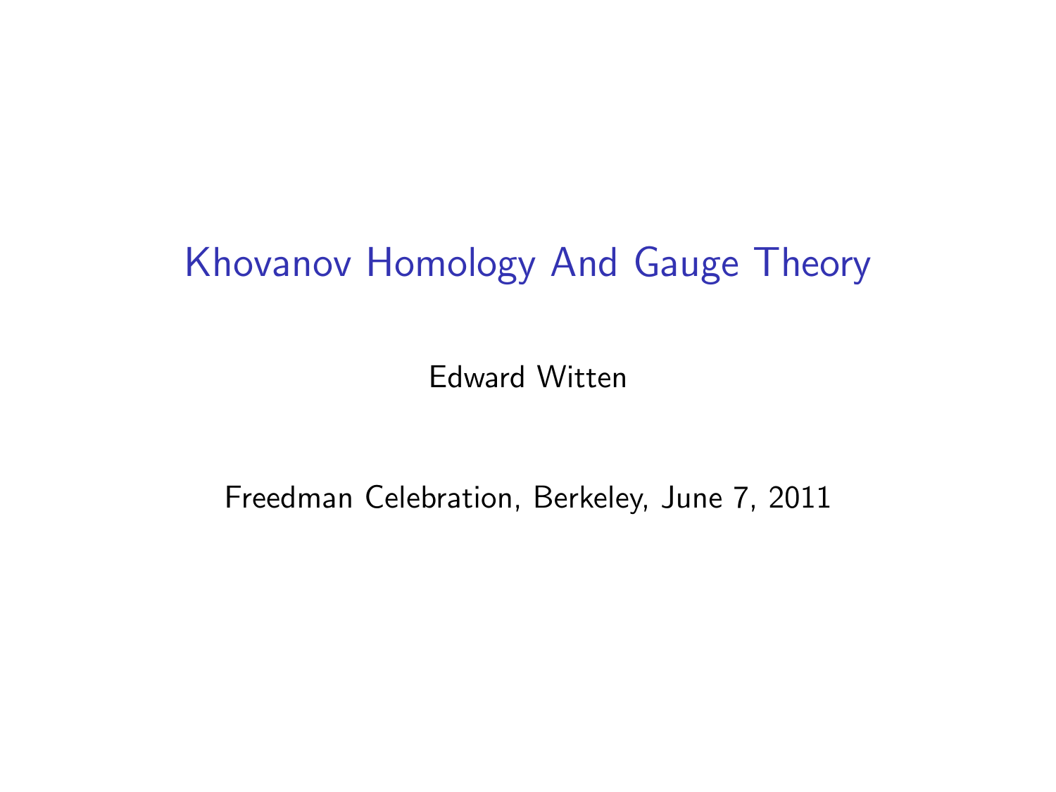# Khovanov Homology And Gauge Theory

Edward Witten

Freedman Celebration, Berkeley, June 7, 2011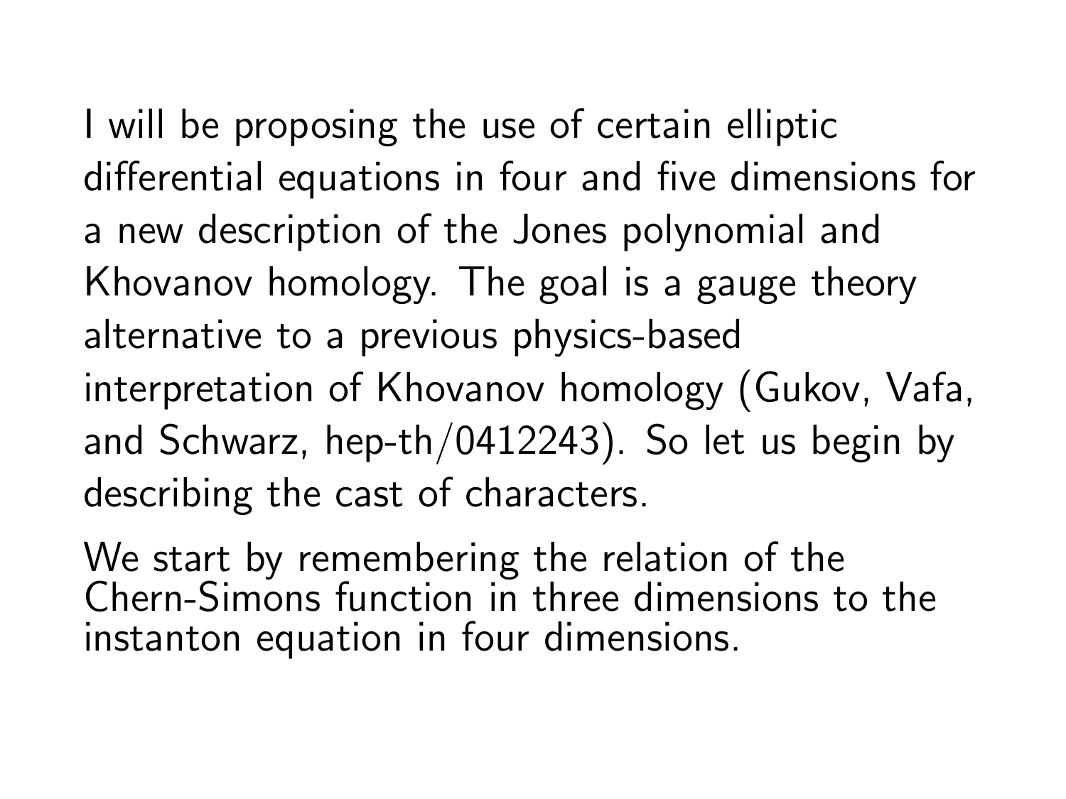I will be proposing the use of certain elliptic differential equations in four and five dimensions for a new description of the Jones polynomial and Khovanov homology. The goal is a gauge theory alternative to a previous physics-based interpretation of Khovanov homology (Gukov, Vafa, and Schwarz, hep-th/0412243). So let us begin by describing the cast of characters.

We start by remembering the relation of the Chern-Simons function in three dimensions to the instanton equation in four dimensions.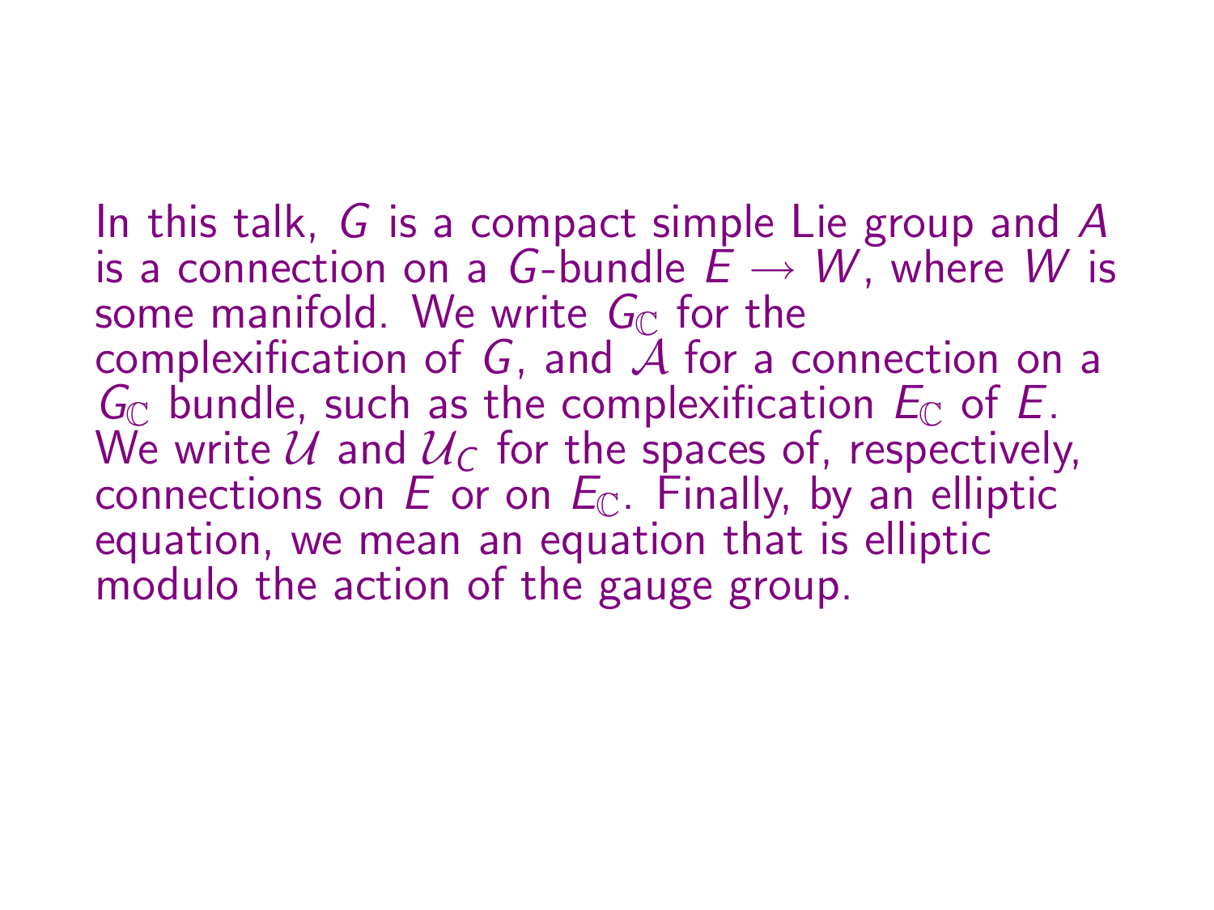In this talk, $G$ is a compact simple Lie group and $A$ is a connection on a $G$-bundle $E \to W$, where $W$ is some manifold. We write $G_{\mathbb{C}}$ for the complexification of $G$, and $\mathcal{A}$ for a connection on a $G_{\mathbb{C}}$ bundle, such as the complexification $E_{\mathbb{C}}$ of $E$. We write $\mathcal{U}$ and $\mathcal{U}_C$ for the spaces of, respectively, connections on $E$ or on $E_{\mathbb{C}}$. Finally, by an elliptic equation, we mean an equation that is elliptic modulo the action of the gauge group.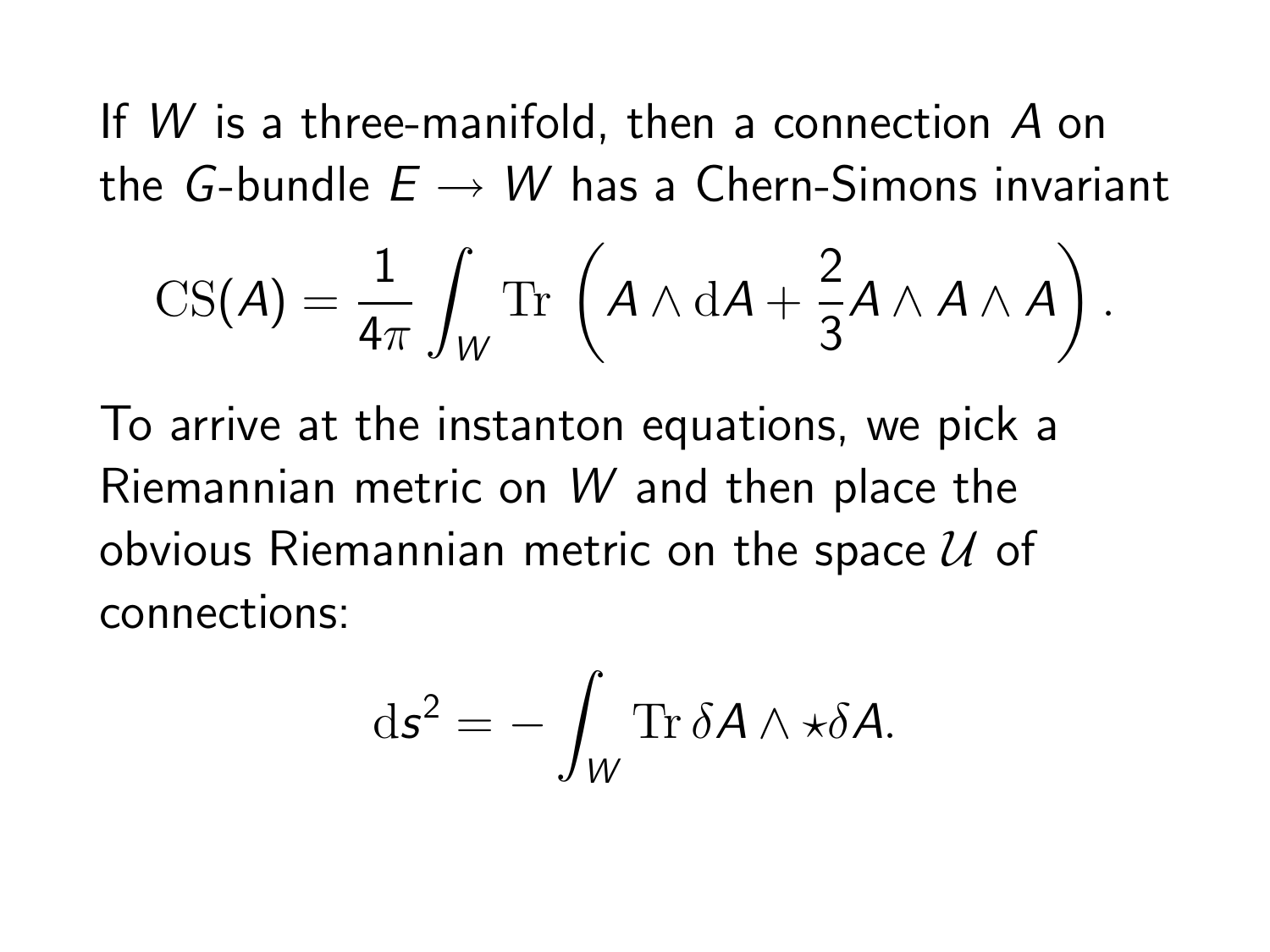If $W$ is a three-manifold, then a connection $A$ on the $G$-bundle $E \to W$ has a Chern-Simons invariant

$$\mathrm{CS}(A) = \frac{1}{4\pi} \int_W \mathrm{Tr}\, \left( A \wedge \mathrm{d}A + \frac{2}{3} A \wedge A \wedge A \right).$$

To arrive at the instanton equations, we pick a Riemannian metric on $W$ and then place the obvious Riemannian metric on the space $\mathcal{U}$ of connections:

$$\mathrm{d}s^2 = -\int_W \mathrm{Tr}\, \delta A \wedge \star \delta A.$$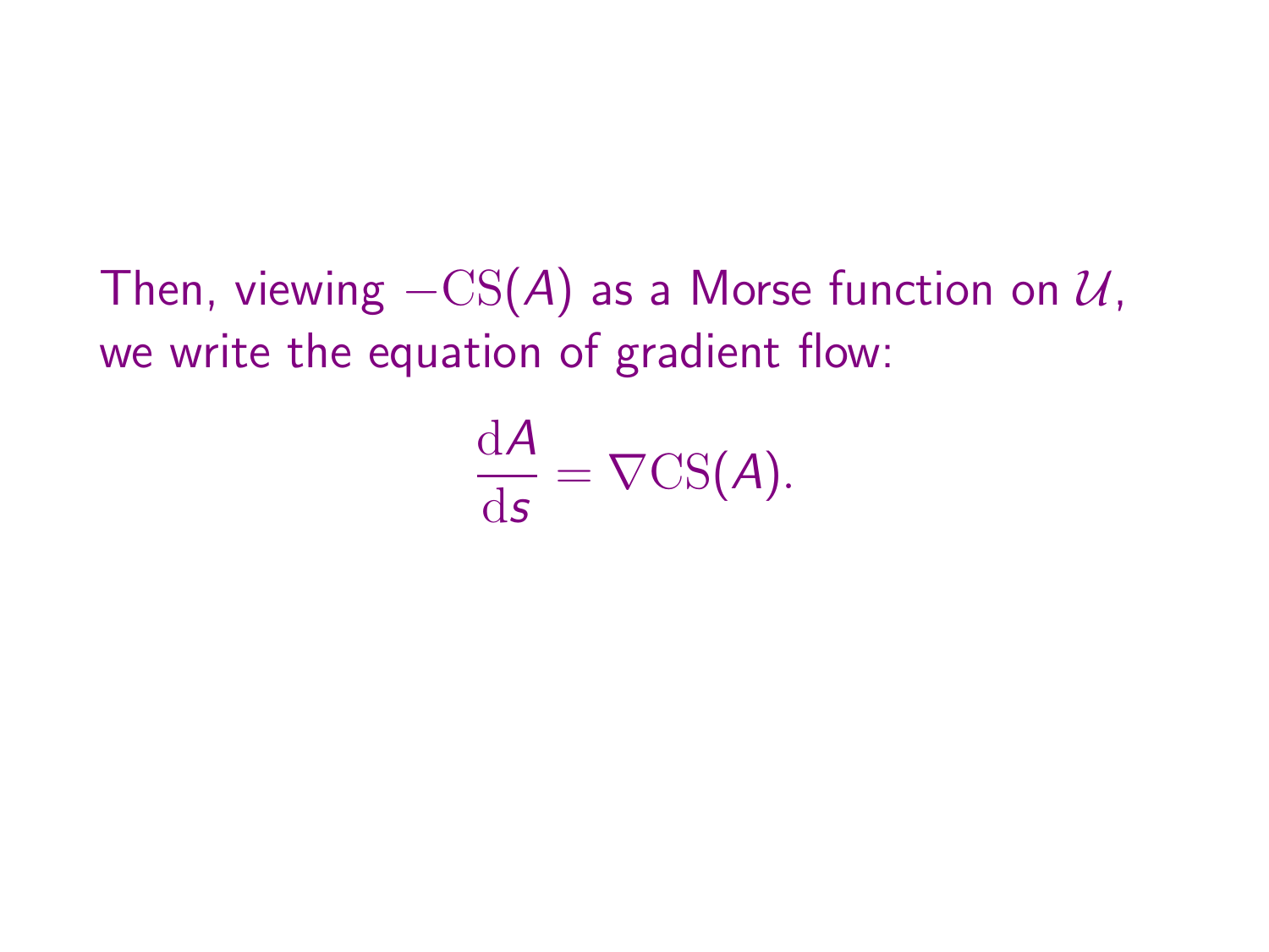Then, viewing $-\mathrm{CS}(A)$ as a Morse function on $\mathcal{U}$, we write the equation of gradient flow:

$$\frac{\mathrm{d}A}{\mathrm{d}s} = \nabla \mathrm{CS}(A).$$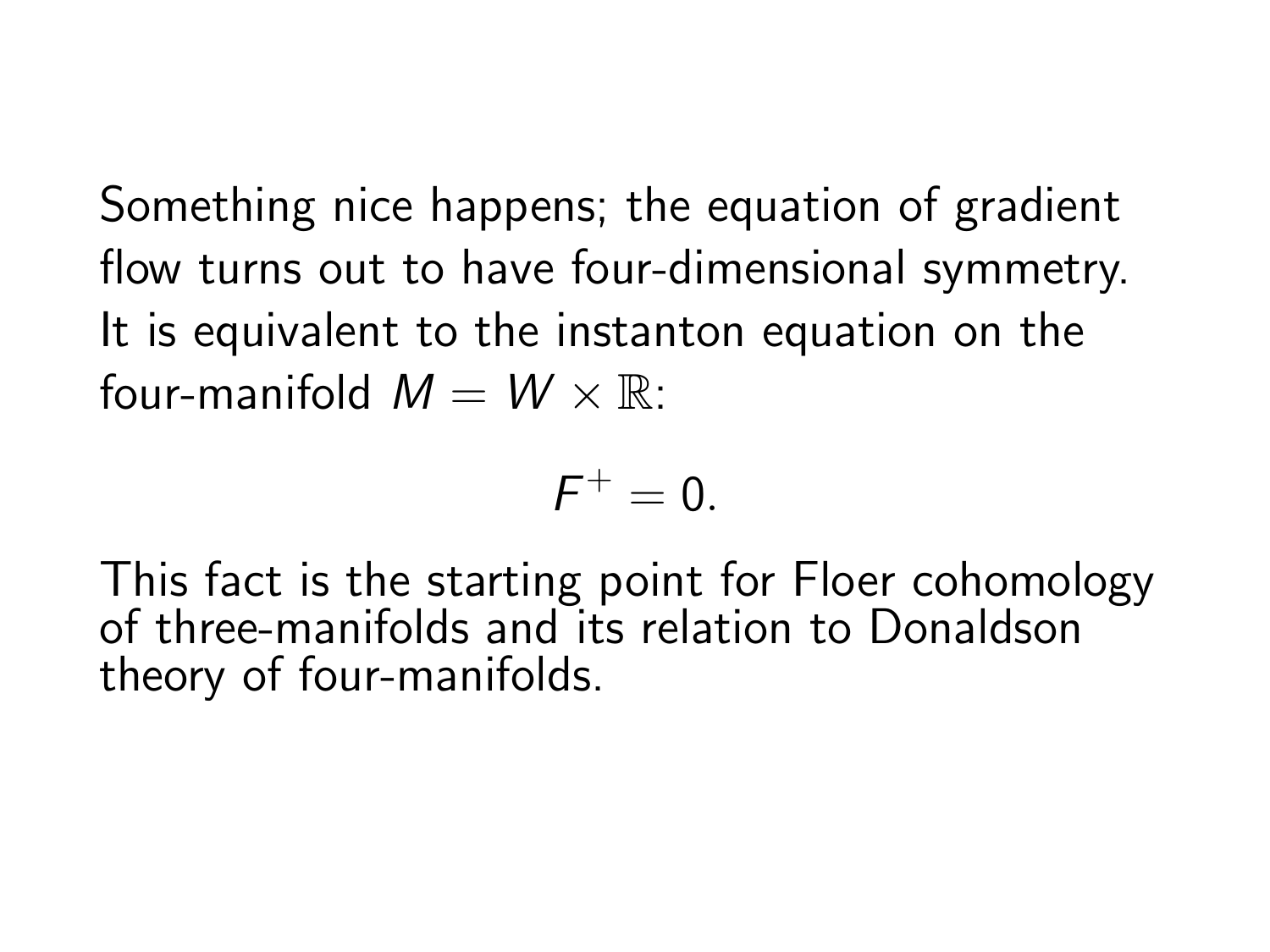Something nice happens; the equation of gradient flow turns out to have four-dimensional symmetry. It is equivalent to the instanton equation on the four-manifold $M = W \times \mathbb{R}$:

$$F^+ = 0.$$

This fact is the starting point for Floer cohomology of three-manifolds and its relation to Donaldson theory of four-manifolds.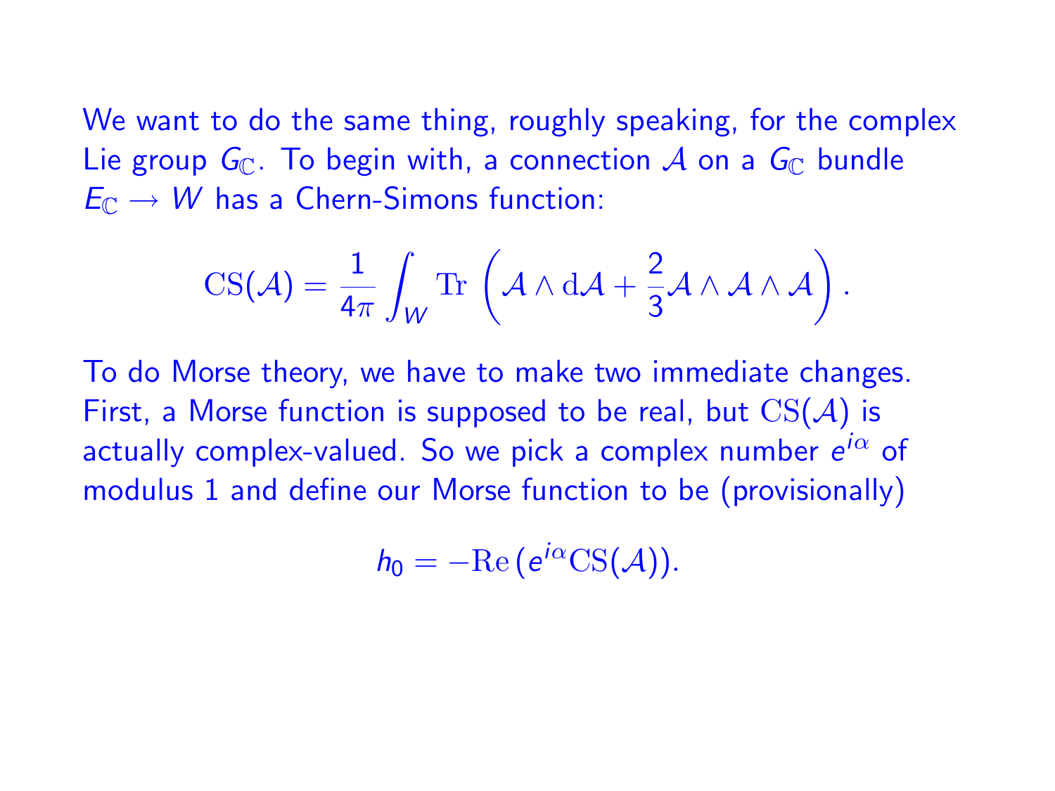We want to do the same thing, roughly speaking, for the complex Lie group $G_{\mathbb{C}}$. To begin with, a connection $\mathcal{A}$ on a $G_{\mathbb{C}}$ bundle $E_{\mathbb{C}} \to W$ has a Chern-Simons function:

$$\mathrm{CS}(\mathcal{A}) = \frac{1}{4\pi} \int_W \mathrm{Tr}\, \left( \mathcal{A} \wedge \mathrm{d}\mathcal{A} + \frac{2}{3} \mathcal{A} \wedge \mathcal{A} \wedge \mathcal{A} \right).$$

To do Morse theory, we have to make two immediate changes. First, a Morse function is supposed to be real, but $\mathrm{CS}(\mathcal{A})$ is actually complex-valued. So we pick a complex number $e^{i\alpha}$ of modulus 1 and define our Morse function to be (provisionally)

$$h_0 = -\mathrm{Re}\,(e^{i\alpha}\mathrm{CS}(\mathcal{A})).$$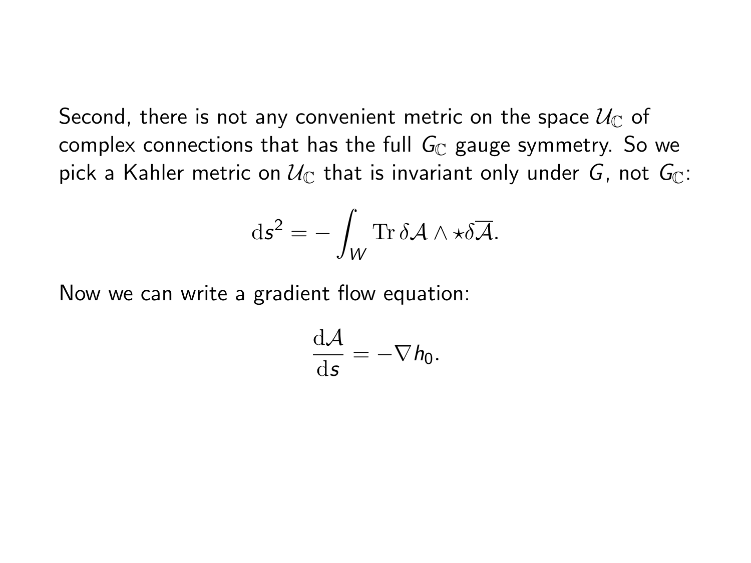Second, there is not any convenient metric on the space $\mathcal{U}_{\mathbb{C}}$ of complex connections that has the full $G_{\mathbb{C}}$ gauge symmetry. So we pick a Kahler metric on $\mathcal{U}_{\mathbb{C}}$ that is invariant only under $G$, not $G_{\mathbb{C}}$:

$$\mathrm{d}s^2 = -\int_W \mathrm{Tr}\,\delta\mathcal{A} \wedge \star\delta\overline{\mathcal{A}}.$$

Now we can write a gradient flow equation:

$$\frac{\mathrm{d}\mathcal{A}}{\mathrm{d}s} = -\nabla h_0.$$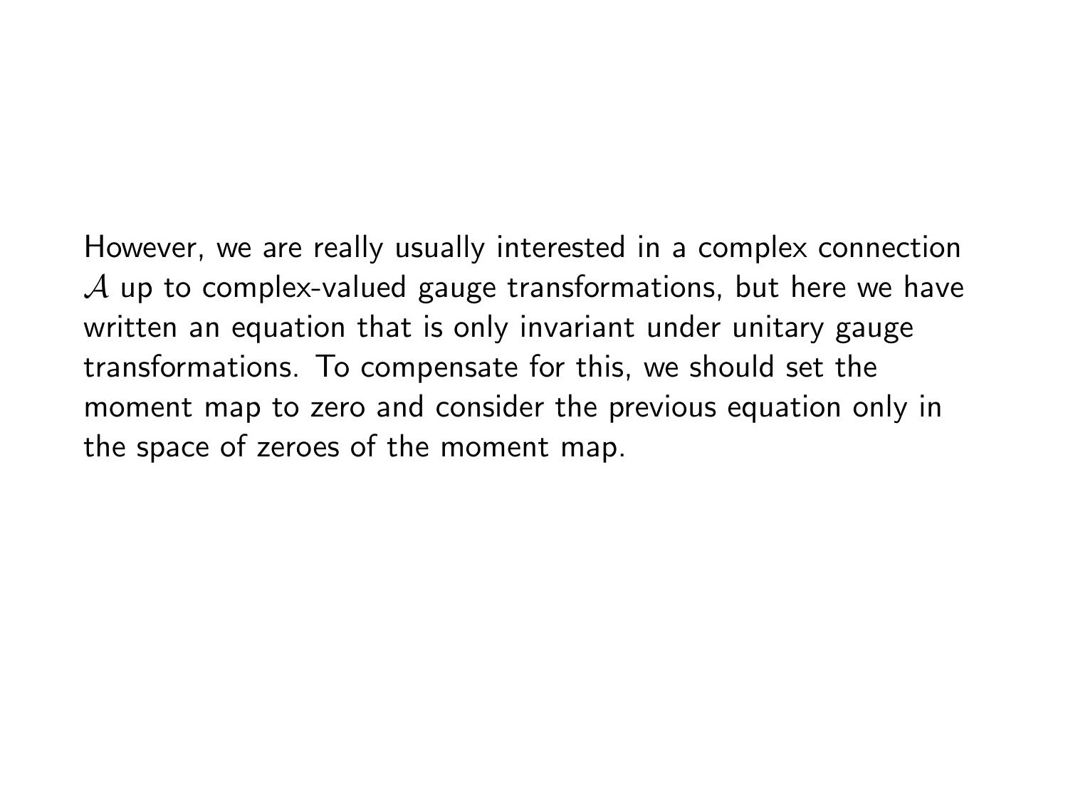However, we are really usually interested in a complex connection $\mathcal{A}$ up to complex-valued gauge transformations, but here we have written an equation that is only invariant under unitary gauge transformations. To compensate for this, we should set the moment map to zero and consider the previous equation only in the space of zeroes of the moment map.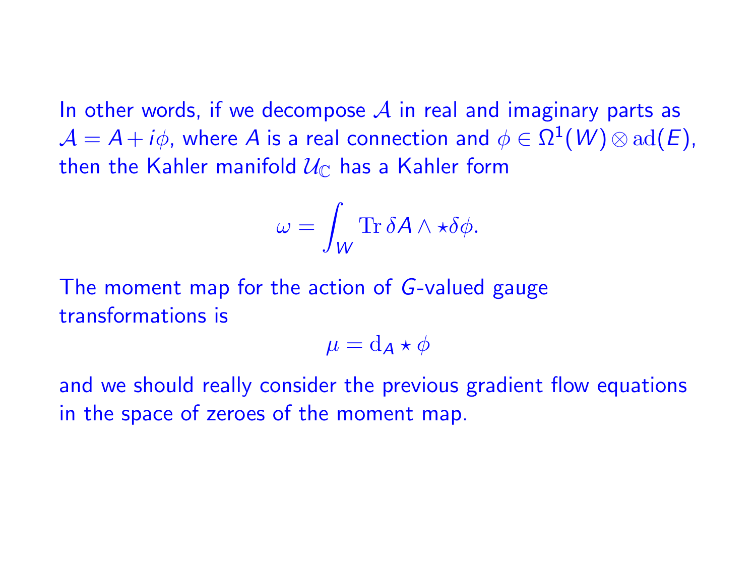In other words, if we decompose $\mathcal{A}$ in real and imaginary parts as $\mathcal{A} = A + i\phi$, where $A$ is a real connection and $\phi \in \Omega^1(W) \otimes \mathrm{ad}(E)$, then the Kahler manifold $\mathcal{U}_{\mathbb{C}}$ has a Kahler form

$$\omega = \int_W \mathrm{Tr}\, \delta A \wedge \star \delta\phi.$$

The moment map for the action of $G$-valued gauge transformations is

$$\mu = \mathrm{d}_A \star \phi$$

and we should really consider the previous gradient flow equations in the space of zeroes of the moment map.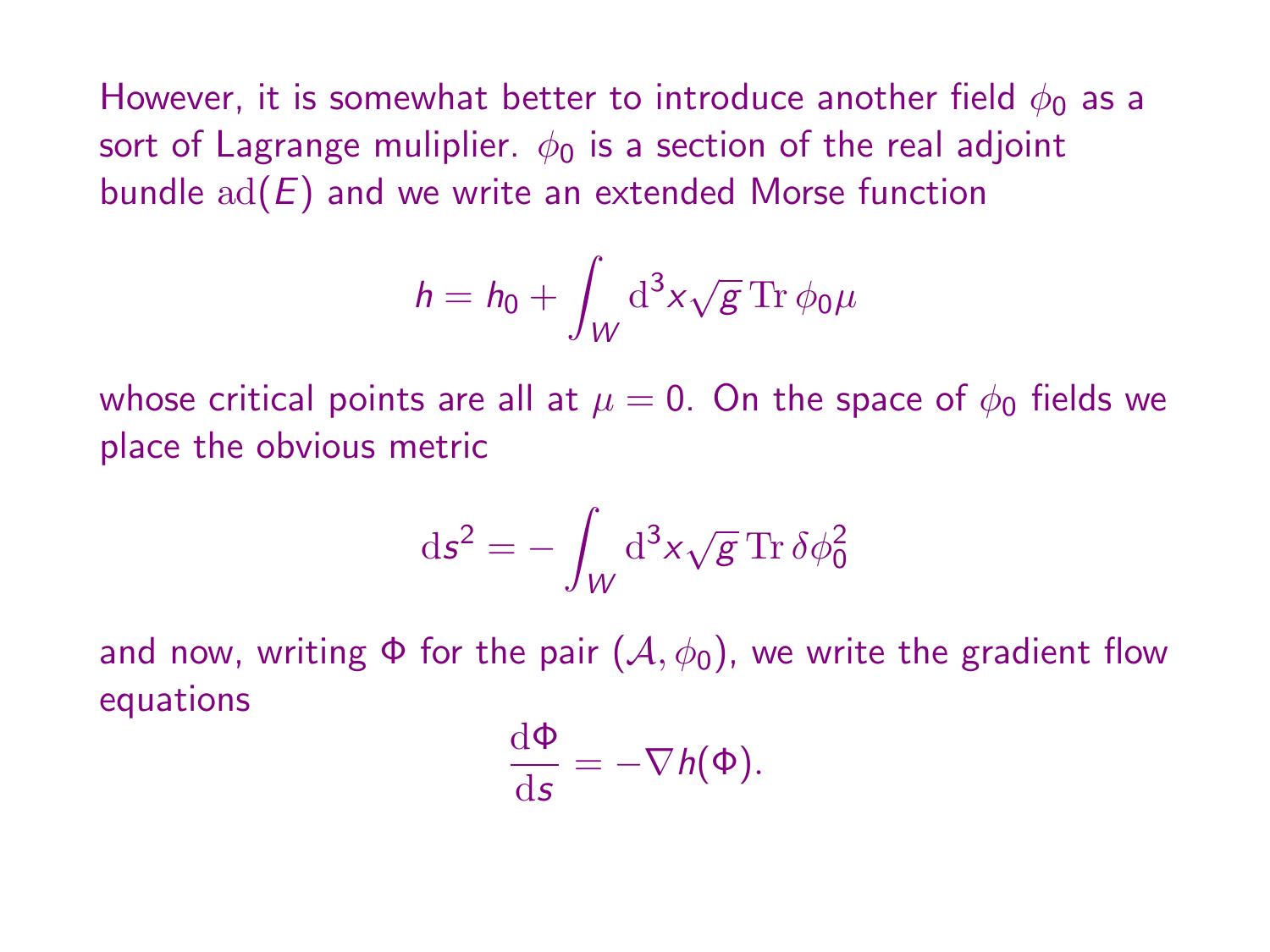However, it is somewhat better to introduce another field $\phi_0$ as a sort of Lagrange muliplier. $\phi_0$ is a section of the real adjoint bundle $\mathrm{ad}(E)$ and we write an extended Morse function

$$h = h_0 + \int_W \mathrm{d}^3 x \sqrt{g}\, \mathrm{Tr}\, \phi_0 \mu$$

whose critical points are all at $\mu = 0$. On the space of $\phi_0$ fields we place the obvious metric

$$\mathrm{d}s^2 = -\int_W \mathrm{d}^3 x \sqrt{g}\, \mathrm{Tr}\, \delta\phi_0^2$$

and now, writing $\Phi$ for the pair $(\mathcal{A}, \phi_0)$, we write the gradient flow equations

$$\frac{\mathrm{d}\Phi}{\mathrm{d}s} = -\nabla h(\Phi).$$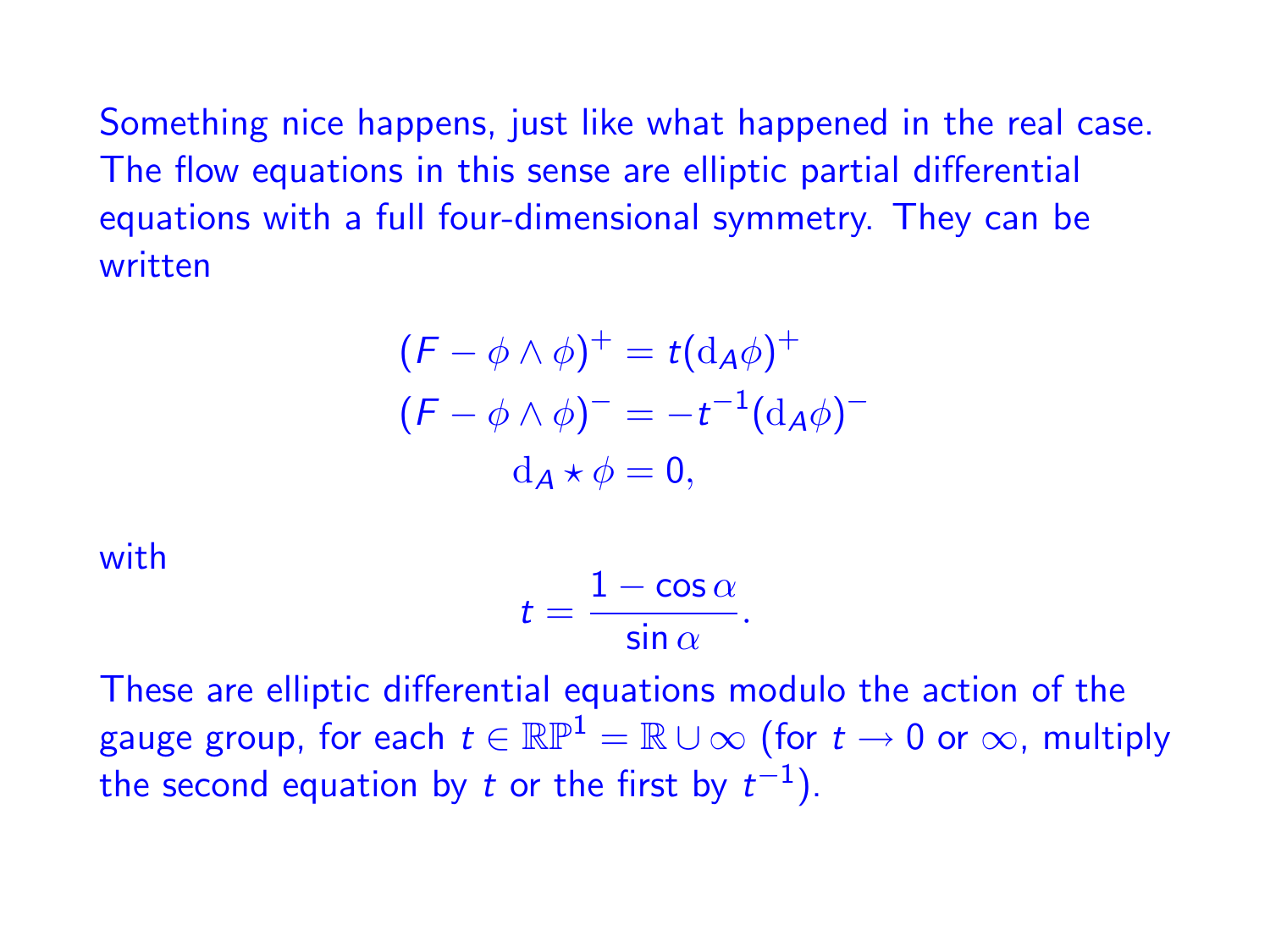Something nice happens, just like what happened in the real case. The flow equations in this sense are elliptic partial differential equations with a full four-dimensional symmetry. They can be written

$$
\begin{aligned}
(F - \phi \wedge \phi)^+ &= t(\mathrm{d}_A \phi)^+ \\
(F - \phi \wedge \phi)^- &= -t^{-1}(\mathrm{d}_A \phi)^- \\
\mathrm{d}_A \star \phi &= 0,
\end{aligned}
$$

with

$$
t = \frac{1 - \cos\alpha}{\sin\alpha}.
$$

These are elliptic differential equations modulo the action of the gauge group, for each $t \in \mathbb{RP}^1 = \mathbb{R} \cup \infty$ (for $t \to 0$ or $\infty$, multiply the second equation by $t$ or the first by $t^{-1}$).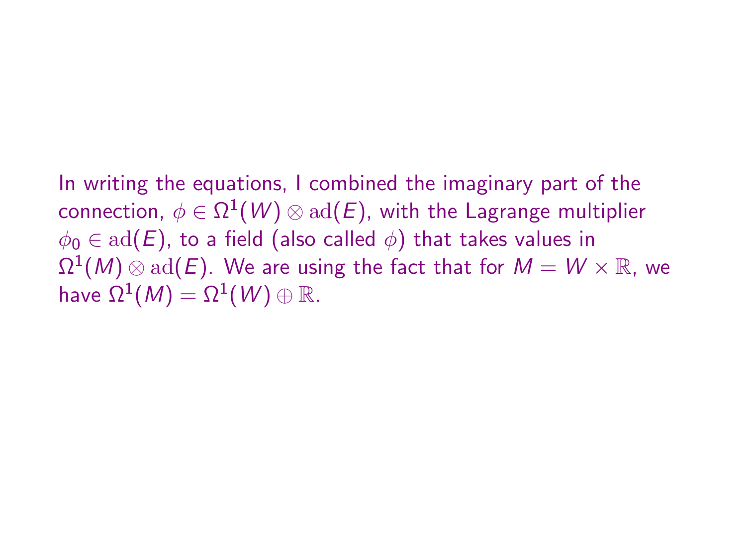In writing the equations, I combined the imaginary part of the connection, $\phi \in \Omega^1(W) \otimes \mathrm{ad}(E)$, with the Lagrange multiplier $\phi_0 \in \mathrm{ad}(E)$, to a field (also called $\phi$) that takes values in $\Omega^1(M) \otimes \mathrm{ad}(E)$. We are using the fact that for $M = W \times \mathbb{R}$, we have $\Omega^1(M) = \Omega^1(W) \oplus \mathbb{R}$.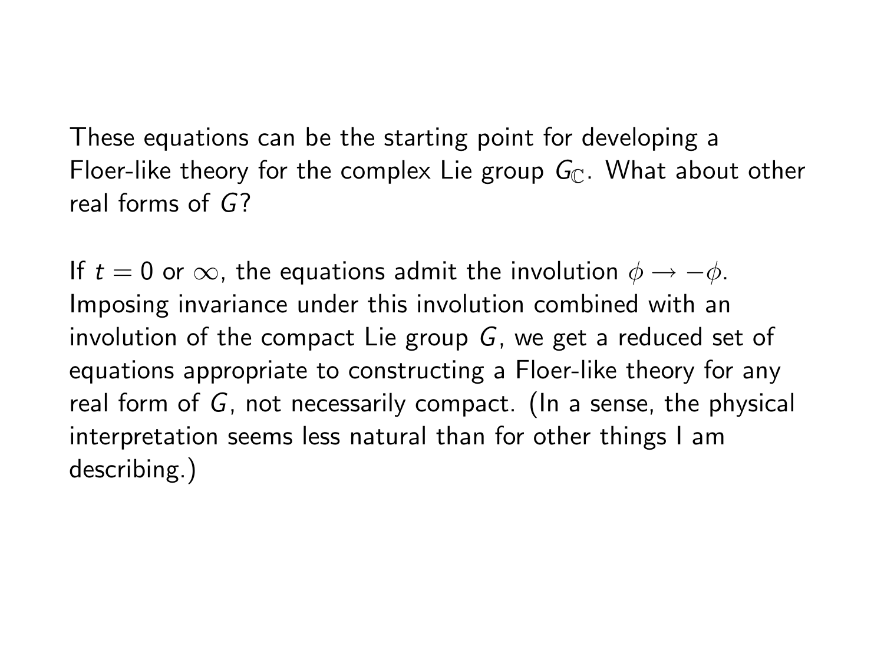These equations can be the starting point for developing a Floer-like theory for the complex Lie group $G_{\mathbb{C}}$. What about other real forms of $G$?

If $t = 0$ or $\infty$, the equations admit the involution $\phi \to -\phi$. Imposing invariance under this involution combined with an involution of the compact Lie group $G$, we get a reduced set of equations appropriate to constructing a Floer-like theory for any real form of $G$, not necessarily compact. (In a sense, the physical interpretation seems less natural than for other things I am describing.)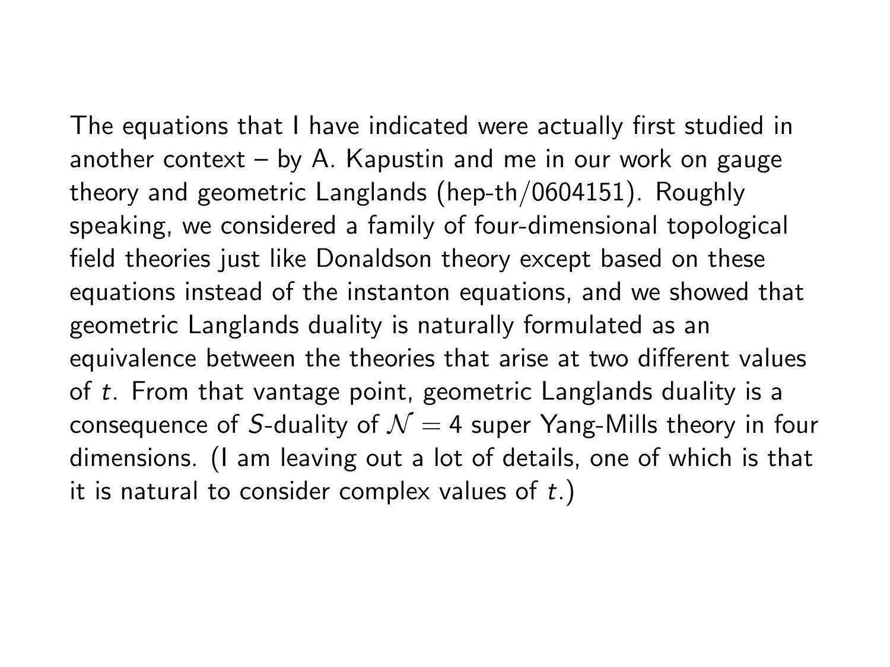The equations that I have indicated were actually first studied in another context – by A. Kapustin and me in our work on gauge theory and geometric Langlands (hep-th/0604151). Roughly speaking, we considered a family of four-dimensional topological field theories just like Donaldson theory except based on these equations instead of the instanton equations, and we showed that geometric Langlands duality is naturally formulated as an equivalence between the theories that arise at two different values of $t$. From that vantage point, geometric Langlands duality is a consequence of $S$-duality of $\mathcal{N} = 4$ super Yang-Mills theory in four dimensions. (I am leaving out a lot of details, one of which is that it is natural to consider complex values of $t$.)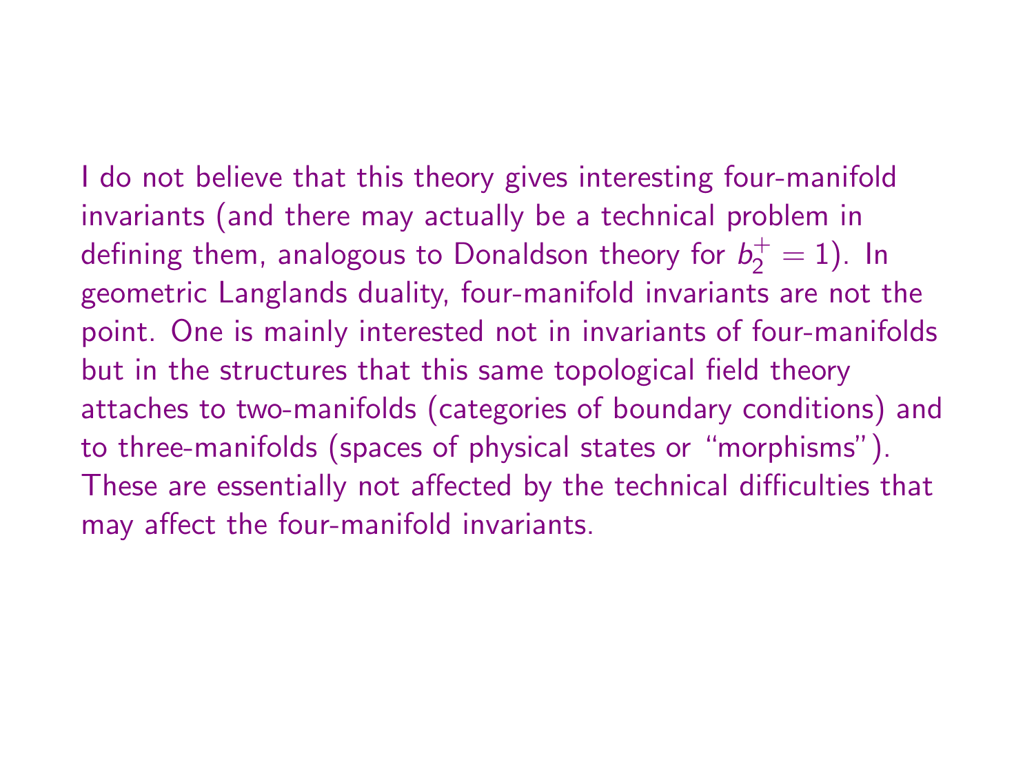I do not believe that this theory gives interesting four-manifold invariants (and there may actually be a technical problem in defining them, analogous to Donaldson theory for $b_2^+ = 1$). In geometric Langlands duality, four-manifold invariants are not the point. One is mainly interested not in invariants of four-manifolds but in the structures that this same topological field theory attaches to two-manifolds (categories of boundary conditions) and to three-manifolds (spaces of physical states or "morphisms"). These are essentially not affected by the technical difficulties that may affect the four-manifold invariants.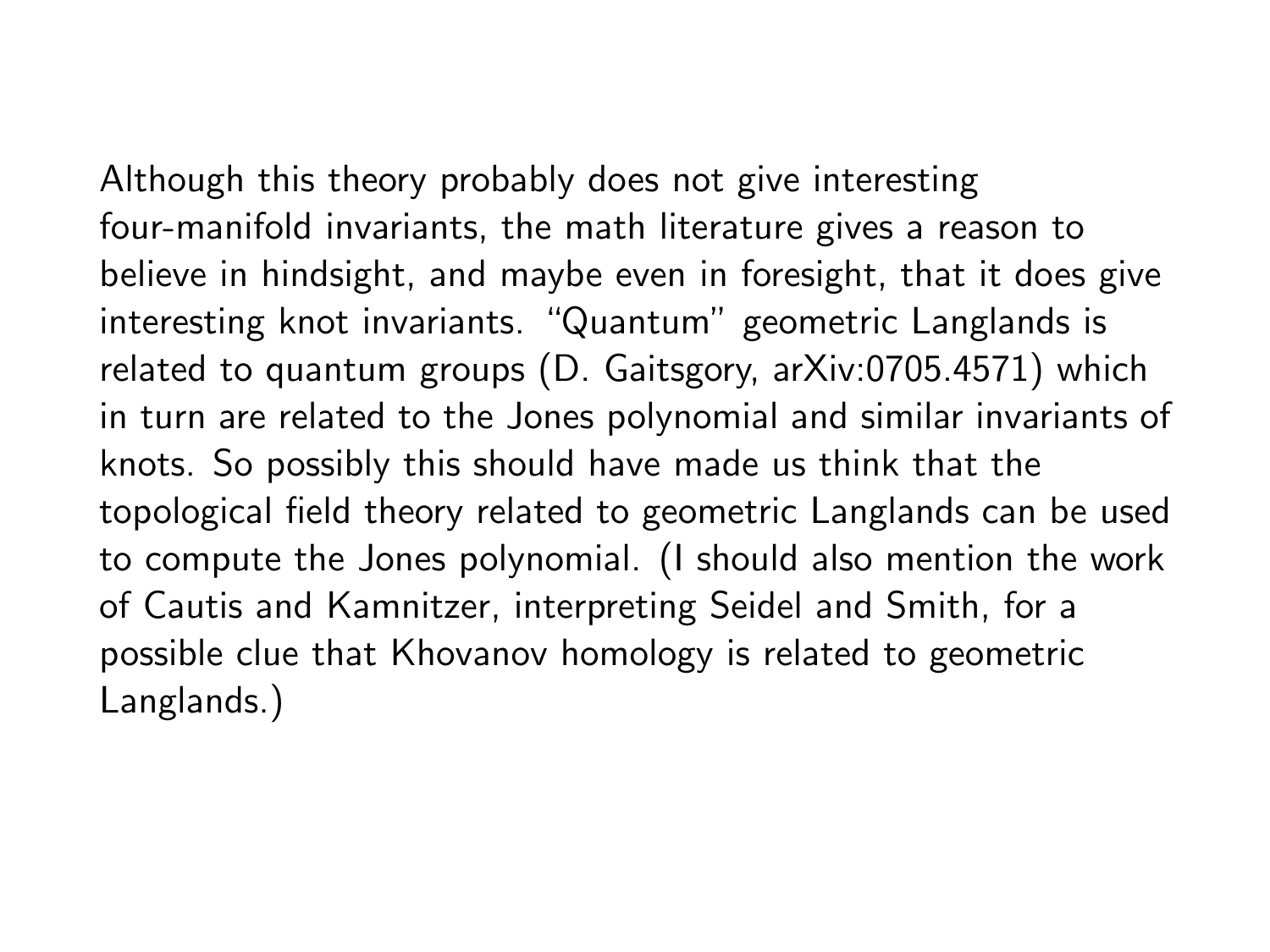Although this theory probably does not give interesting four-manifold invariants, the math literature gives a reason to believe in hindsight, and maybe even in foresight, that it does give interesting knot invariants. "Quantum" geometric Langlands is related to quantum groups (D. Gaitsgory, arXiv:0705.4571) which in turn are related to the Jones polynomial and similar invariants of knots. So possibly this should have made us think that the topological field theory related to geometric Langlands can be used to compute the Jones polynomial. (I should also mention the work of Cautis and Kamnitzer, interpreting Seidel and Smith, for a possible clue that Khovanov homology is related to geometric Langlands.)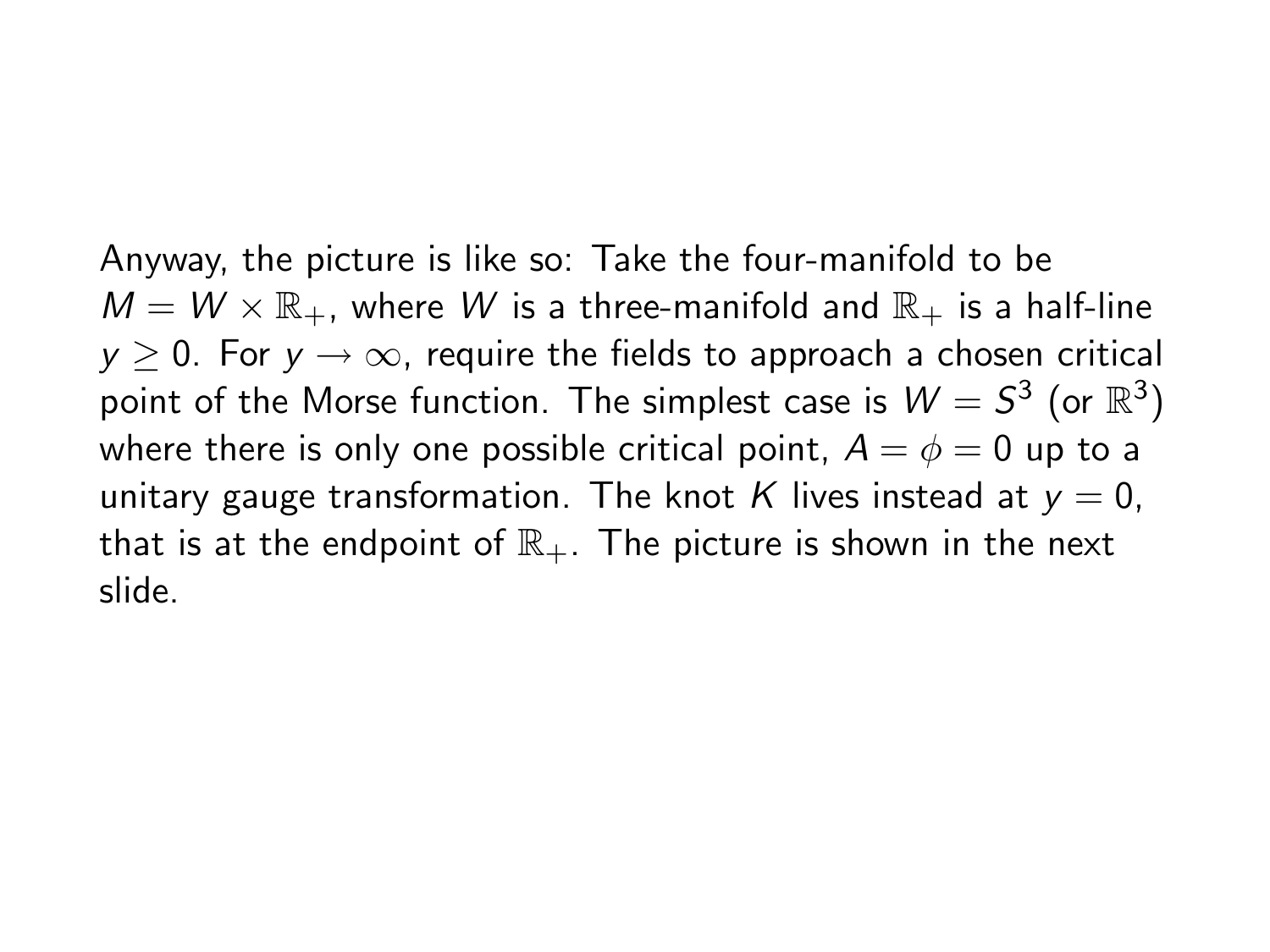Anyway, the picture is like so: Take the four-manifold to be $M = W \times \mathbb{R}_+$, where $W$ is a three-manifold and $\mathbb{R}_+$ is a half-line $y \geq 0$. For $y \to \infty$, require the fields to approach a chosen critical point of the Morse function. The simplest case is $W = S^3$ (or $\mathbb{R}^3$) where there is only one possible critical point, $A = \phi = 0$ up to a unitary gauge transformation. The knot $K$ lives instead at $y = 0$, that is at the endpoint of $\mathbb{R}_+$. The picture is shown in the next slide.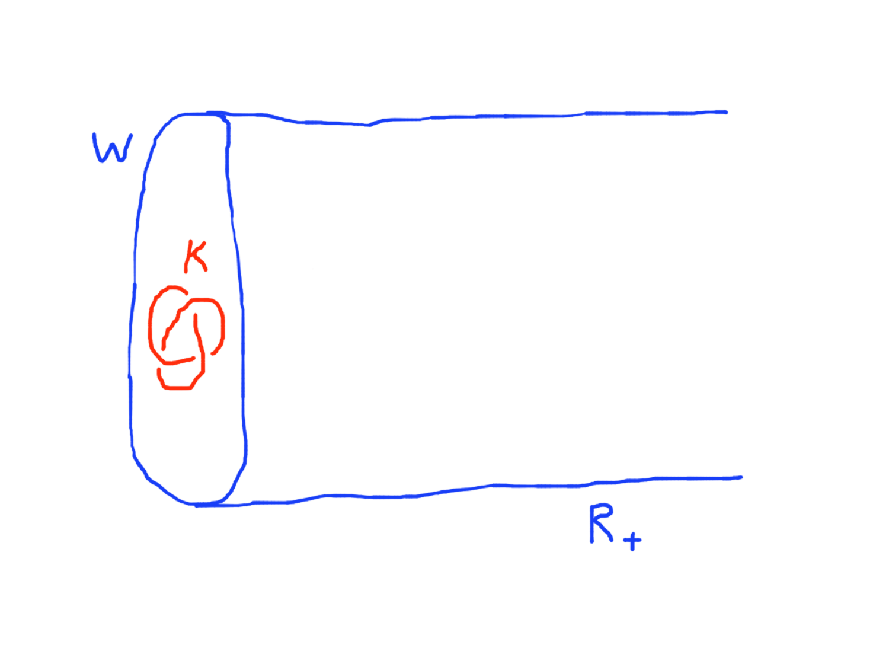$W$

$K$

$\mathbb{R}_+$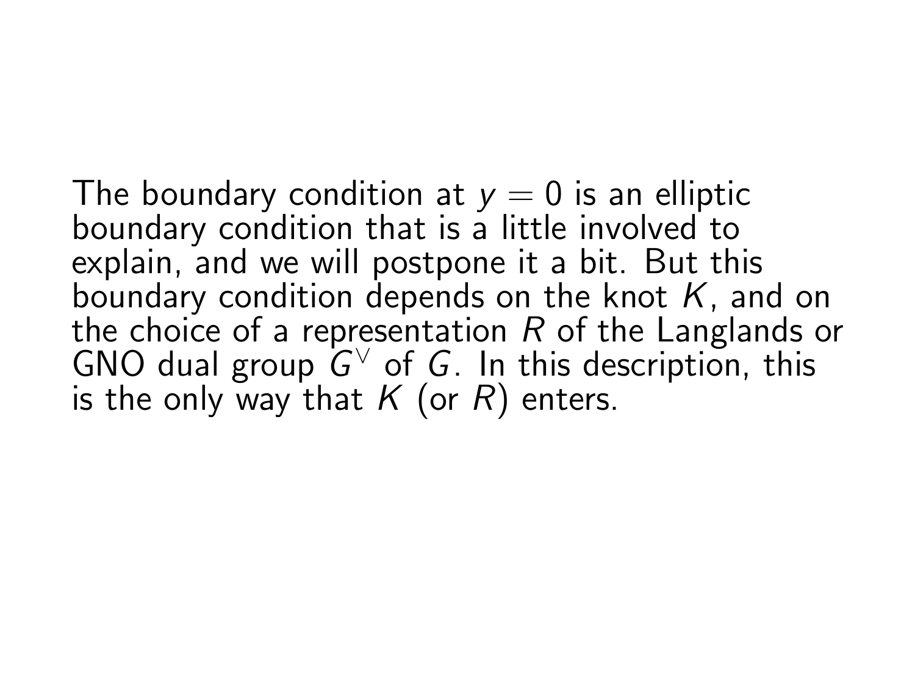The boundary condition at $y = 0$ is an elliptic boundary condition that is a little involved to explain, and we will postpone it a bit. But this boundary condition depends on the knot $K$, and on the choice of a representation $R$ of the Langlands or GNO dual group $G^\vee$ of $G$. In this description, this is the only way that $K$ (or $R$) enters.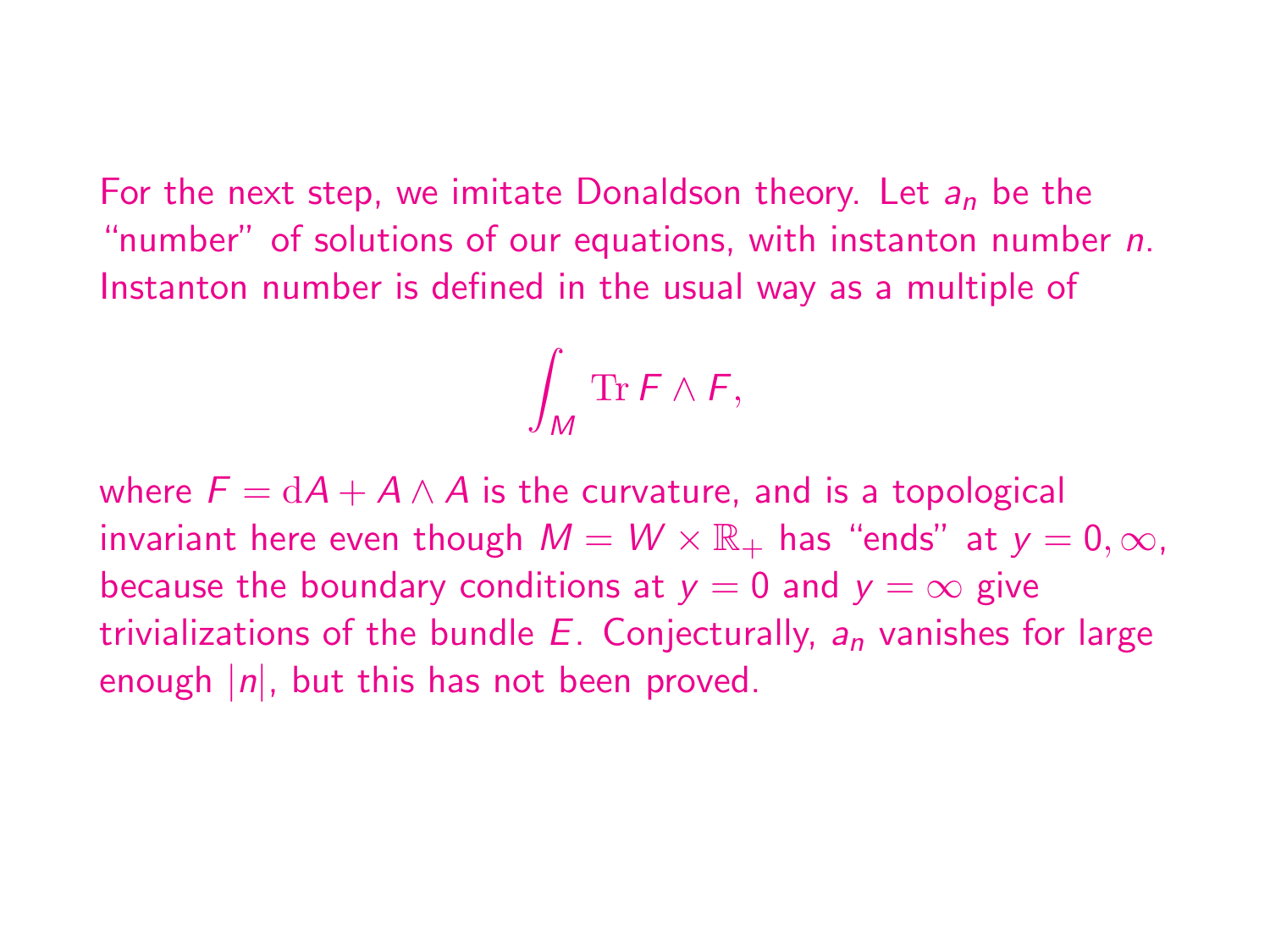For the next step, we imitate Donaldson theory. Let $a_n$ be the "number" of solutions of our equations, with instanton number $n$. Instanton number is defined in the usual way as a multiple of

$$\int_M \mathrm{Tr}\, F \wedge F,$$

where $F = \mathrm{d}A + A \wedge A$ is the curvature, and is a topological invariant here even though $M = W \times \mathbb{R}_+$ has "ends" at $y = 0, \infty$, because the boundary conditions at $y = 0$ and $y = \infty$ give trivializations of the bundle $E$. Conjecturally, $a_n$ vanishes for large enough $|n|$, but this has not been proved.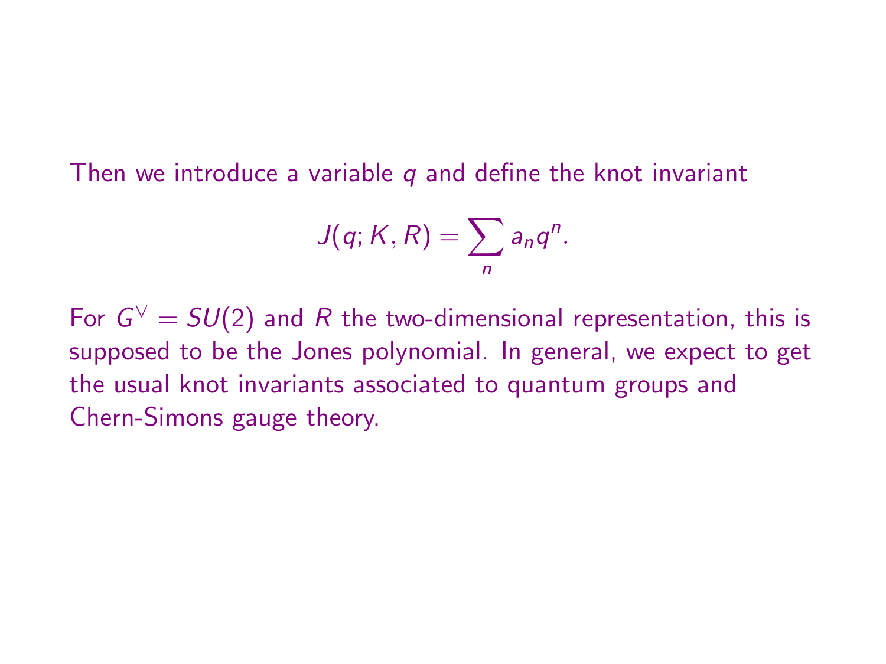Then we introduce a variable $q$ and define the knot invariant

$$J(q; K, R) = \sum_n a_n q^n.$$

For $G^\vee = SU(2)$ and $R$ the two-dimensional representation, this is supposed to be the Jones polynomial. In general, we expect to get the usual knot invariants associated to quantum groups and Chern-Simons gauge theory.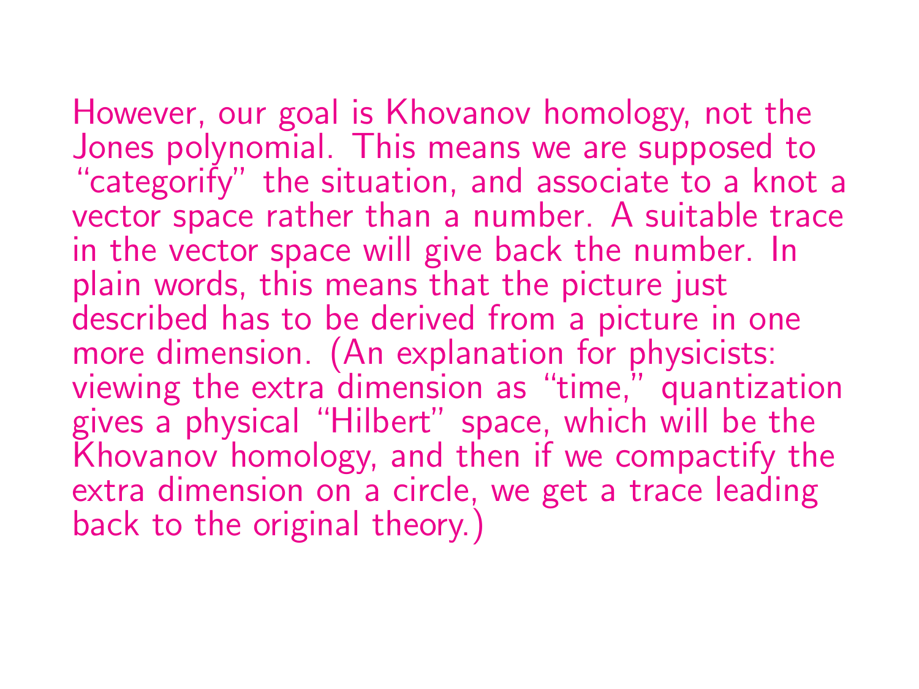However, our goal is Khovanov homology, not the Jones polynomial. This means we are supposed to "categorify" the situation, and associate to a knot a vector space rather than a number. A suitable trace in the vector space will give back the number. In plain words, this means that the picture just described has to be derived from a picture in one more dimension. (An explanation for physicists: viewing the extra dimension as "time," quantization gives a physical "Hilbert" space, which will be the Khovanov homology, and then if we compactify the extra dimension on a circle, we get a trace leading back to the original theory.)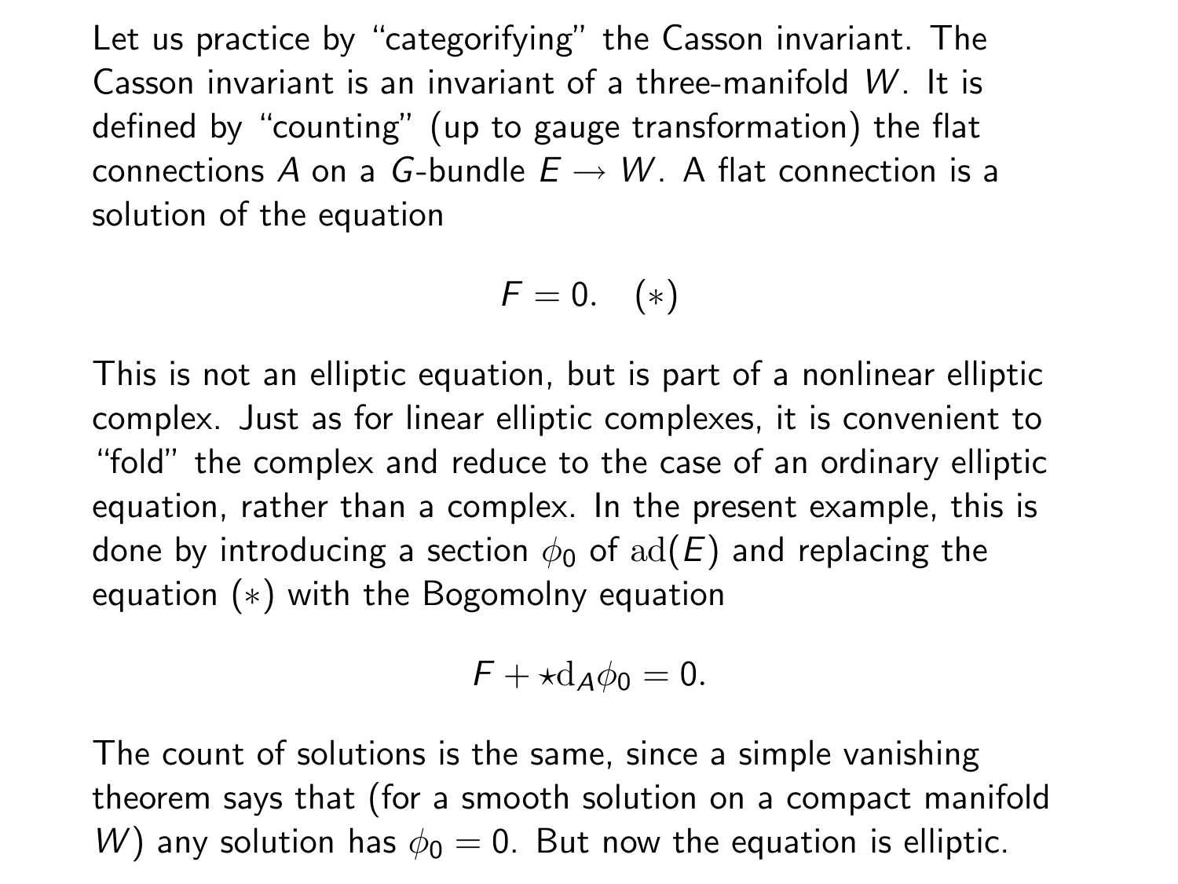Let us practice by "categorifying" the Casson invariant. The Casson invariant is an invariant of a three-manifold $W$. It is defined by "counting" (up to gauge transformation) the flat connections $A$ on a $G$-bundle $E \to W$. A flat connection is a solution of the equation

$$F = 0. \quad (*)$$

This is not an elliptic equation, but is part of a nonlinear elliptic complex. Just as for linear elliptic complexes, it is convenient to "fold" the complex and reduce to the case of an ordinary elliptic equation, rather than a complex. In the present example, this is done by introducing a section $\phi_0$ of $\mathrm{ad}(E)$ and replacing the equation $(*)$ with the Bogomolny equation

$$F + \star \mathrm{d}_A \phi_0 = 0.$$

The count of solutions is the same, since a simple vanishing theorem says that (for a smooth solution on a compact manifold $W$) any solution has $\phi_0 = 0$. But now the equation is elliptic.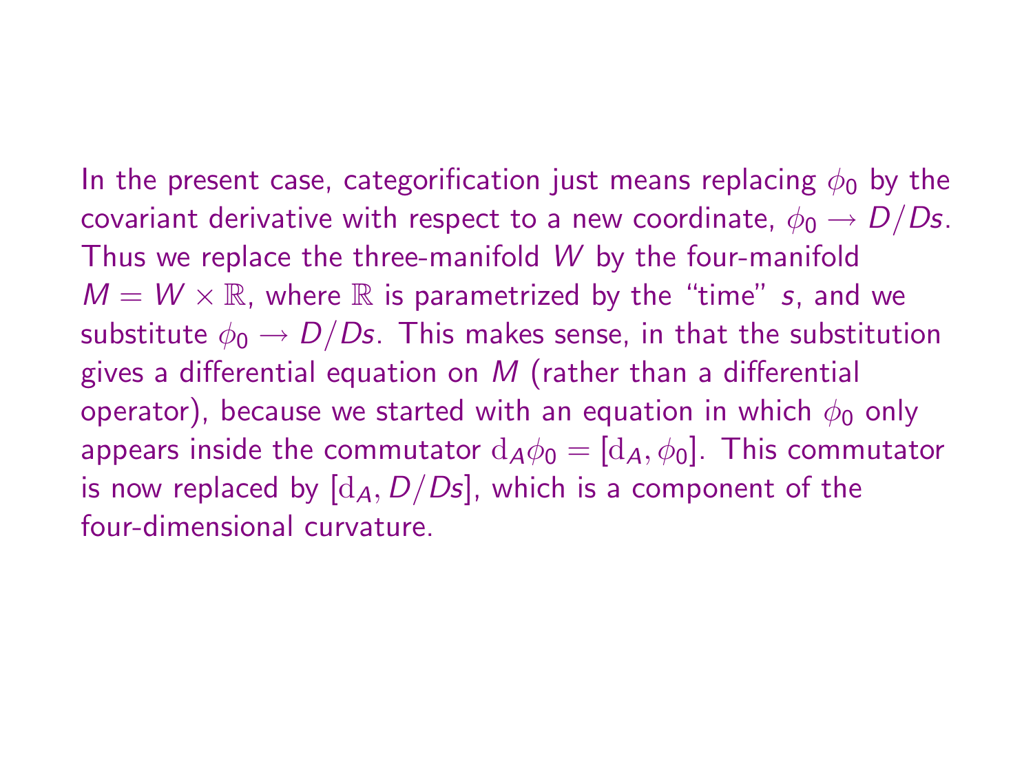In the present case, categorification just means replacing $\phi_0$ by the covariant derivative with respect to a new coordinate, $\phi_0 \to D/Ds$. Thus we replace the three-manifold $W$ by the four-manifold $M = W \times \mathbb{R}$, where $\mathbb{R}$ is parametrized by the "time" $s$, and we substitute $\phi_0 \to D/Ds$. This makes sense, in that the substitution gives a differential equation on $M$ (rather than a differential operator), because we started with an equation in which $\phi_0$ only appears inside the commutator $\mathrm{d}_A\phi_0 = [\mathrm{d}_A, \phi_0]$. This commutator is now replaced by $[\mathrm{d}_A, D/Ds]$, which is a component of the four-dimensional curvature.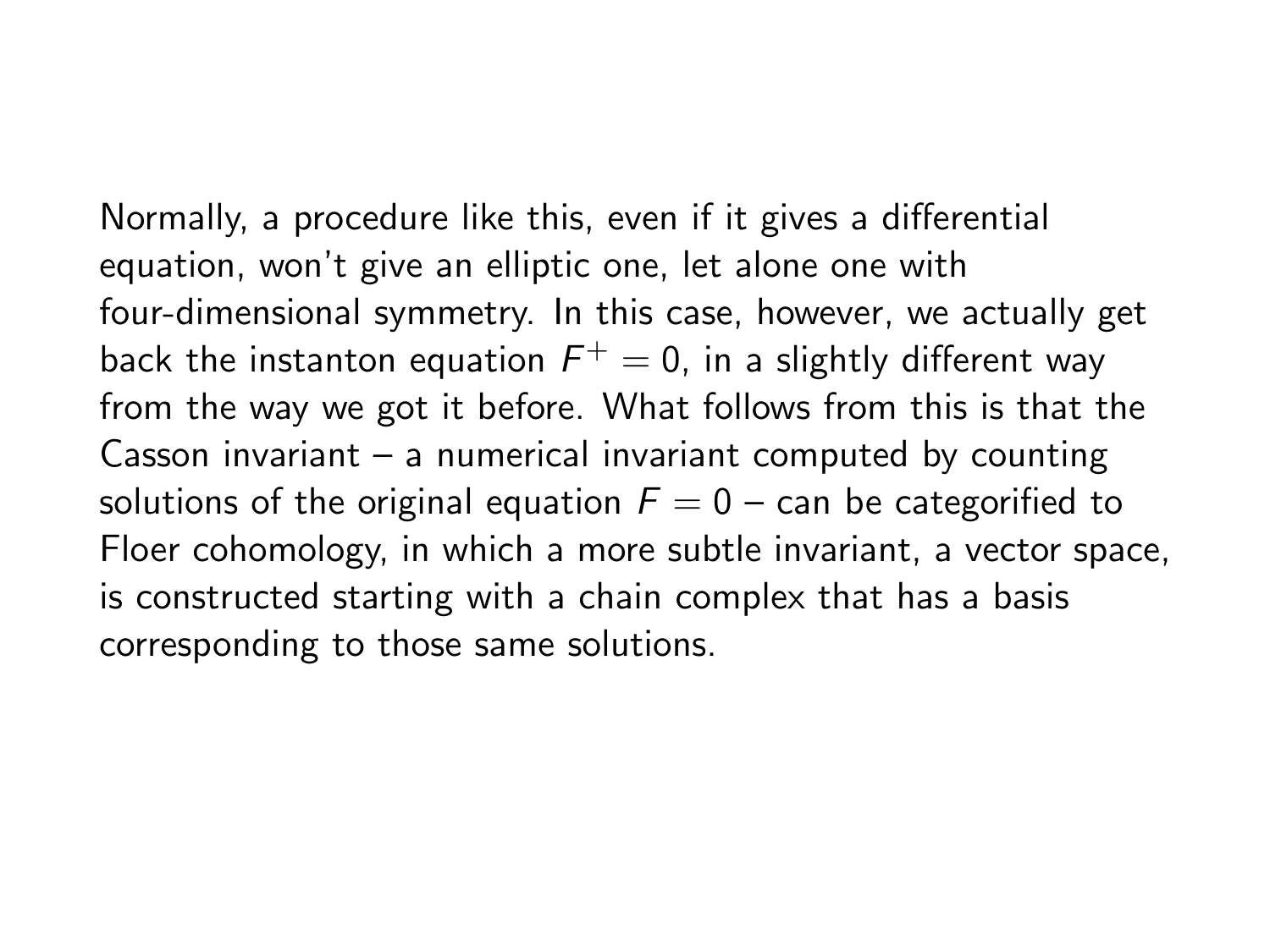Normally, a procedure like this, even if it gives a differential equation, won't give an elliptic one, let alone one with four-dimensional symmetry. In this case, however, we actually get back the instanton equation $F^+ = 0$, in a slightly different way from the way we got it before. What follows from this is that the Casson invariant – a numerical invariant computed by counting solutions of the original equation $F = 0$ – can be categorified to Floer cohomology, in which a more subtle invariant, a vector space, is constructed starting with a chain complex that has a basis corresponding to those same solutions.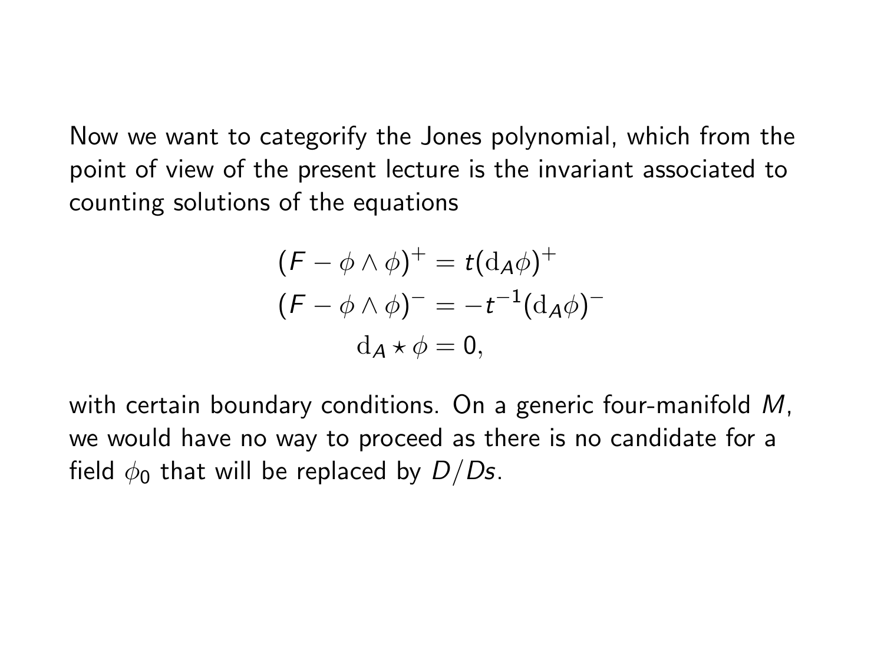Now we want to categorify the Jones polynomial, which from the point of view of the present lecture is the invariant associated to counting solutions of the equations

$$
\begin{aligned}
(F - \phi \wedge \phi)^{+} &= t(\mathrm{d}_A \phi)^{+} \\
(F - \phi \wedge \phi)^{-} &= -t^{-1}(\mathrm{d}_A \phi)^{-} \\
\mathrm{d}_A \star \phi &= 0,
\end{aligned}
$$

with certain boundary conditions. On a generic four-manifold $M$, we would have no way to proceed as there is no candidate for a field $\phi_0$ that will be replaced by $D/Ds$.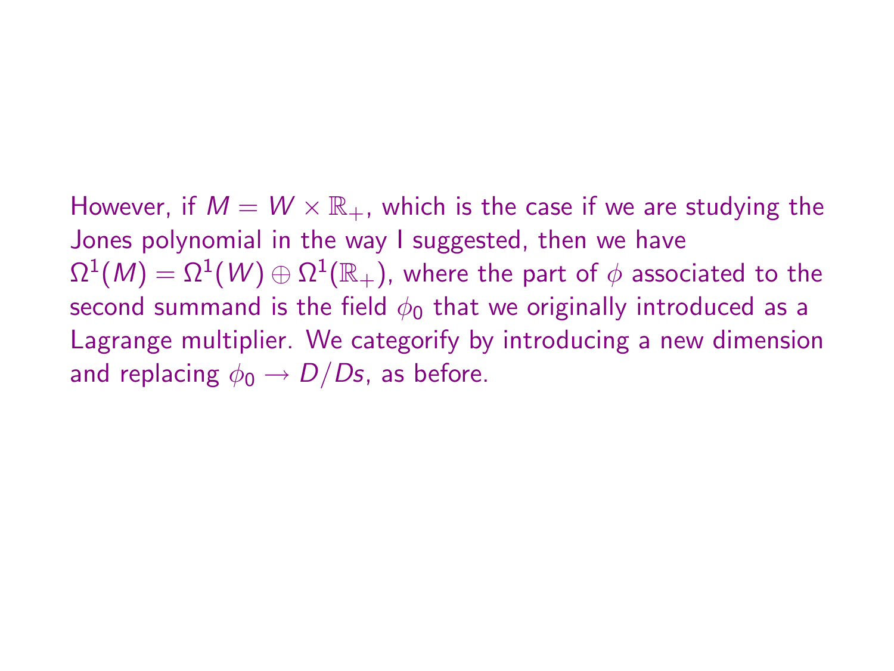However, if $M = W \times \mathbb{R}_+$, which is the case if we are studying the Jones polynomial in the way I suggested, then we have $\Omega^1(M) = \Omega^1(W) \oplus \Omega^1(\mathbb{R}_+)$, where the part of $\phi$ associated to the second summand is the field $\phi_0$ that we originally introduced as a Lagrange multiplier. We categorify by introducing a new dimension and replacing $\phi_0 \to D/Ds$, as before.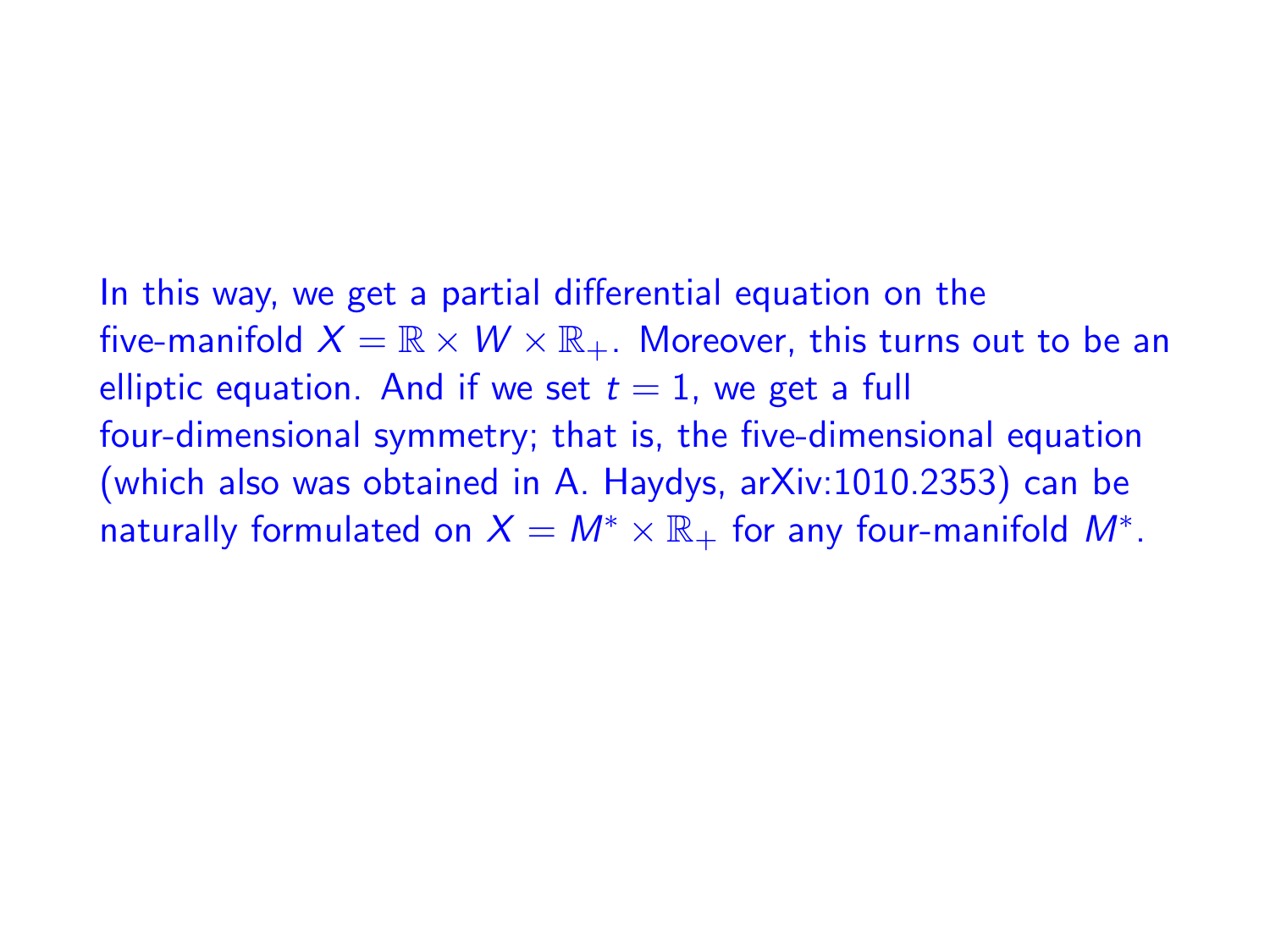In this way, we get a partial differential equation on the five-manifold $X = \mathbb{R} \times W \times \mathbb{R}_+$. Moreover, this turns out to be an elliptic equation. And if we set $t = 1$, we get a full four-dimensional symmetry; that is, the five-dimensional equation (which also was obtained in A. Haydys, arXiv:1010.2353) can be naturally formulated on $X = M^* \times \mathbb{R}_+$ for any four-manifold $M^*$.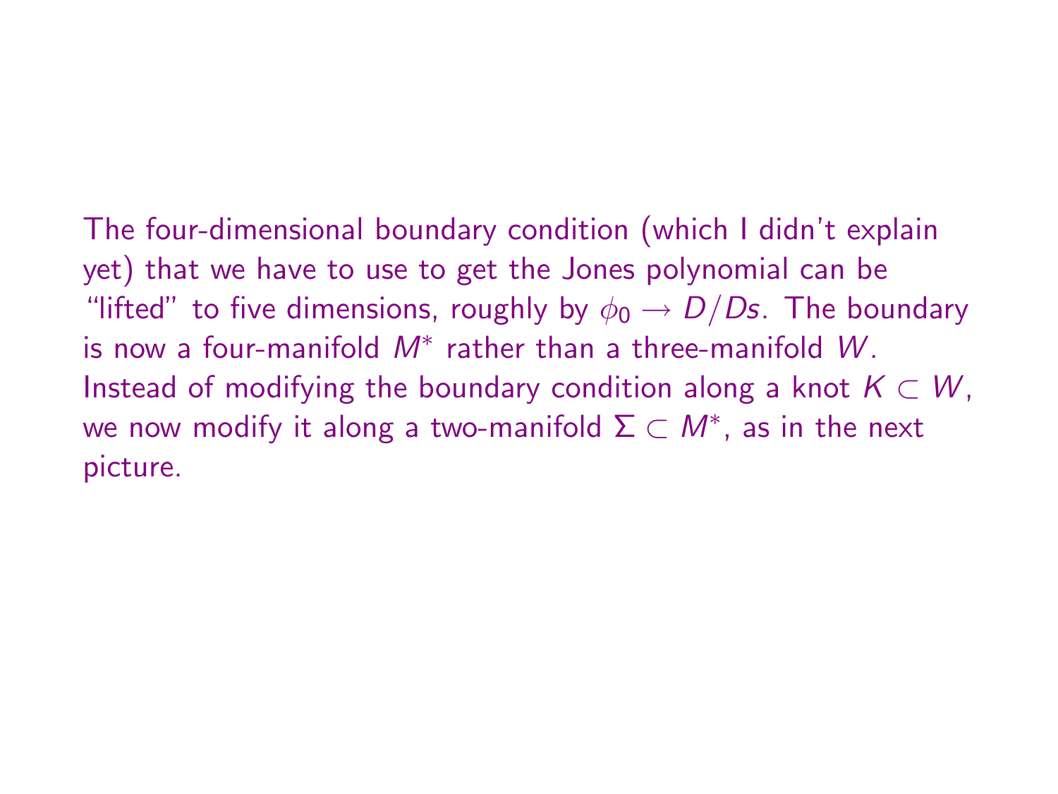The four-dimensional boundary condition (which I didn't explain yet) that we have to use to get the Jones polynomial can be "lifted" to five dimensions, roughly by $\phi_0 \to D/Ds$. The boundary is now a four-manifold $M^*$ rather than a three-manifold $W$. Instead of modifying the boundary condition along a knot $K \subset W$, we now modify it along a two-manifold $\Sigma \subset M^*$, as in the next picture.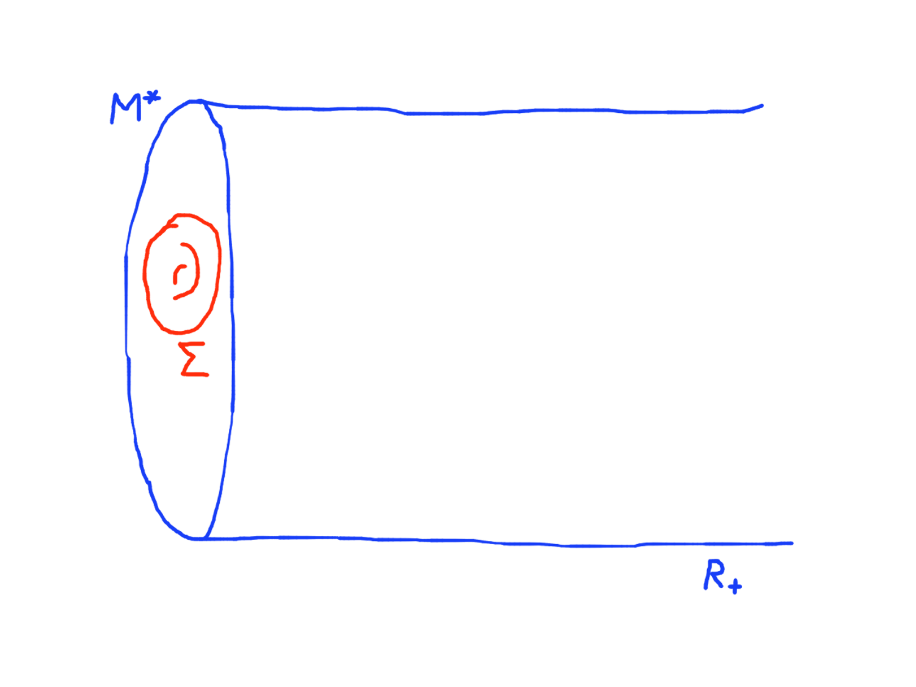$M^*$

$\Sigma$

$R_+$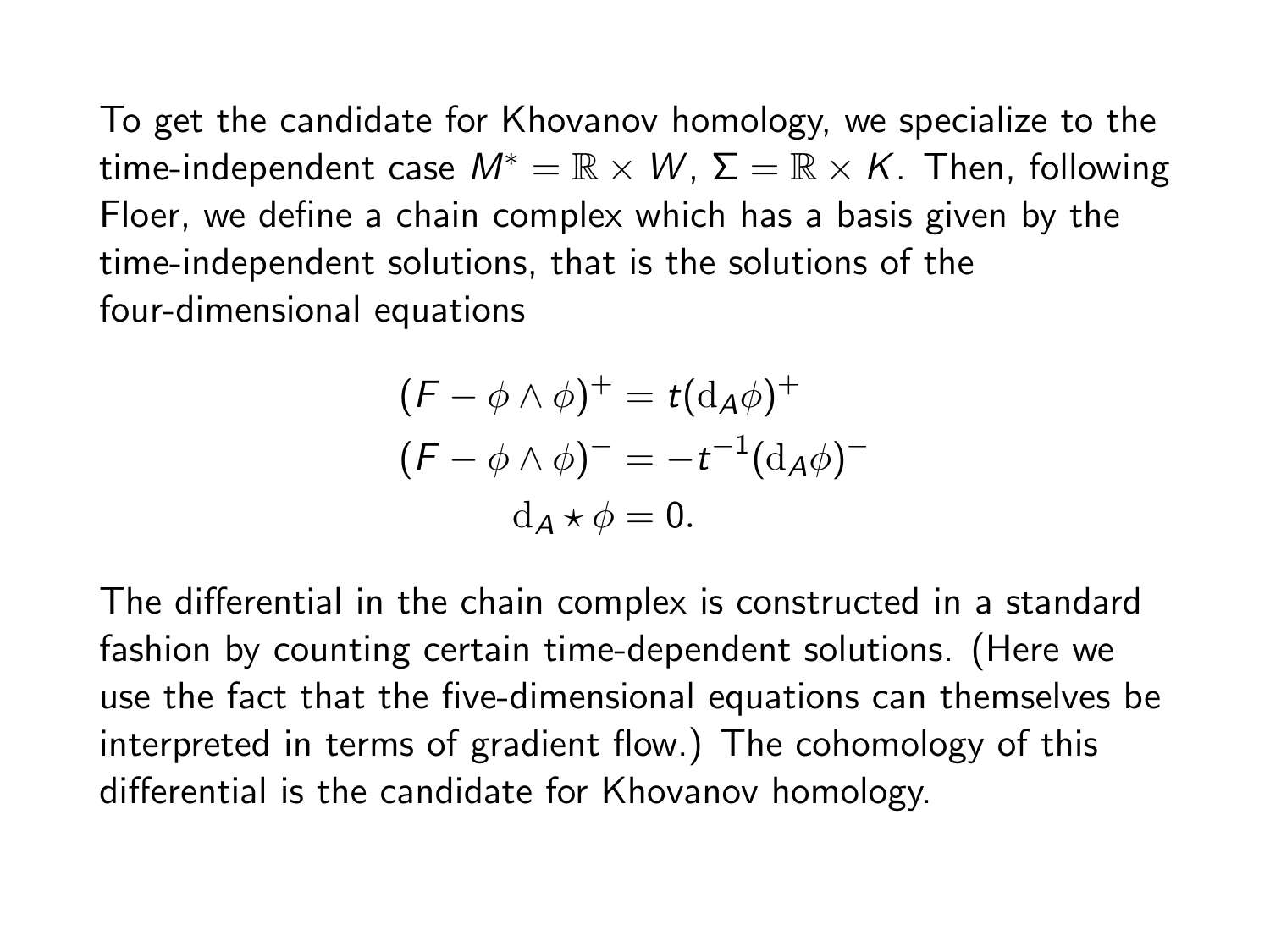To get the candidate for Khovanov homology, we specialize to the time-independent case $M^* = \mathbb{R} \times W$, $\Sigma = \mathbb{R} \times K$. Then, following Floer, we define a chain complex which has a basis given by the time-independent solutions, that is the solutions of the four-dimensional equations

$$
\begin{aligned}
(F - \phi \wedge \phi)^+ &= t(\mathrm{d}_A \phi)^+ \\
(F - \phi \wedge \phi)^- &= -t^{-1}(\mathrm{d}_A \phi)^- \\
\mathrm{d}_A \star \phi &= 0.
\end{aligned}
$$

The differential in the chain complex is constructed in a standard fashion by counting certain time-dependent solutions. (Here we use the fact that the five-dimensional equations can themselves be interpreted in terms of gradient flow.) The cohomology of this differential is the candidate for Khovanov homology.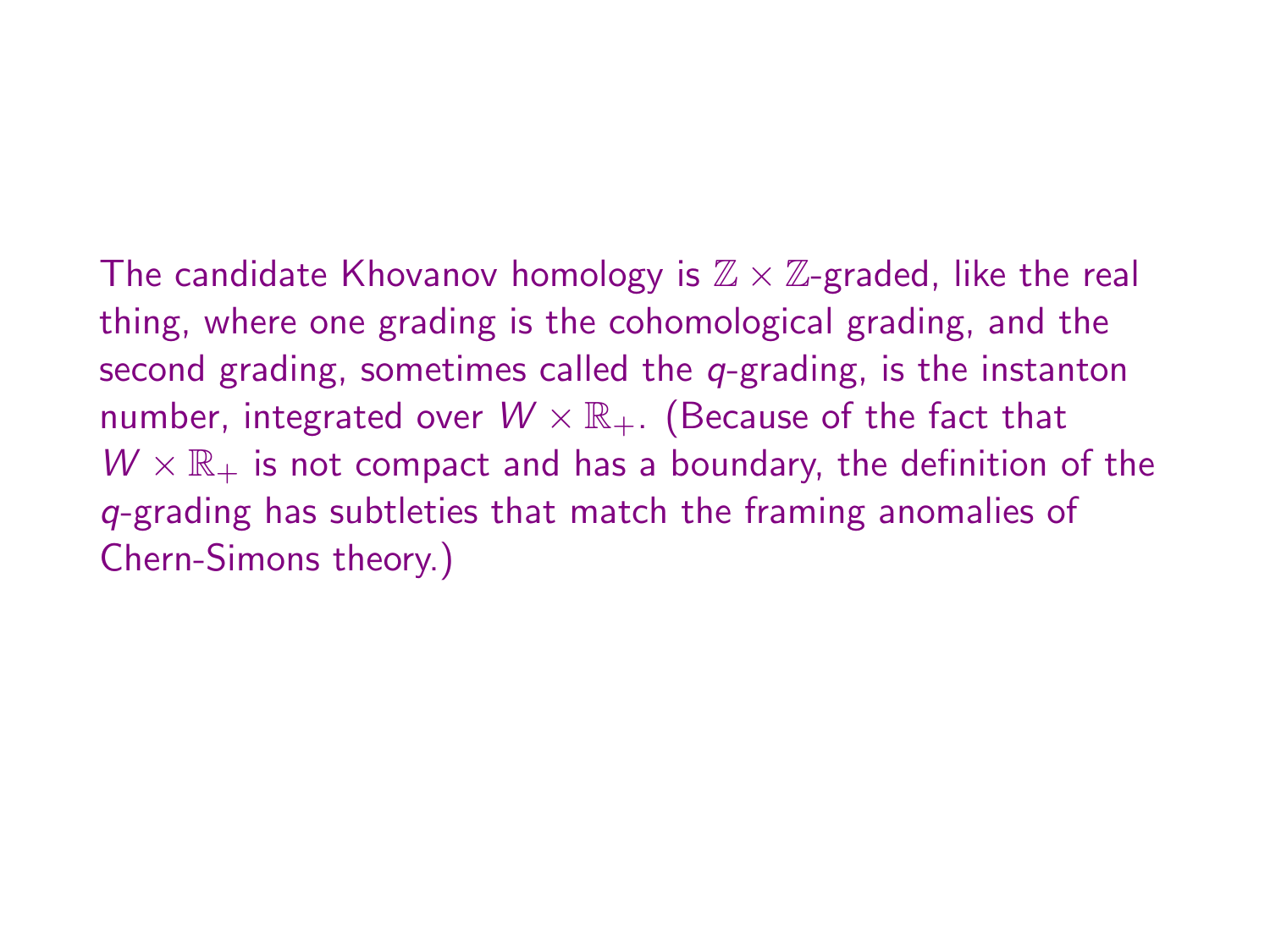The candidate Khovanov homology is $\mathbb{Z} \times \mathbb{Z}$-graded, like the real thing, where one grading is the cohomological grading, and the second grading, sometimes called the $q$-grading, is the instanton number, integrated over $W \times \mathbb{R}_+$. (Because of the fact that $W \times \mathbb{R}_+$ is not compact and has a boundary, the definition of the $q$-grading has subtleties that match the framing anomalies of Chern-Simons theory.)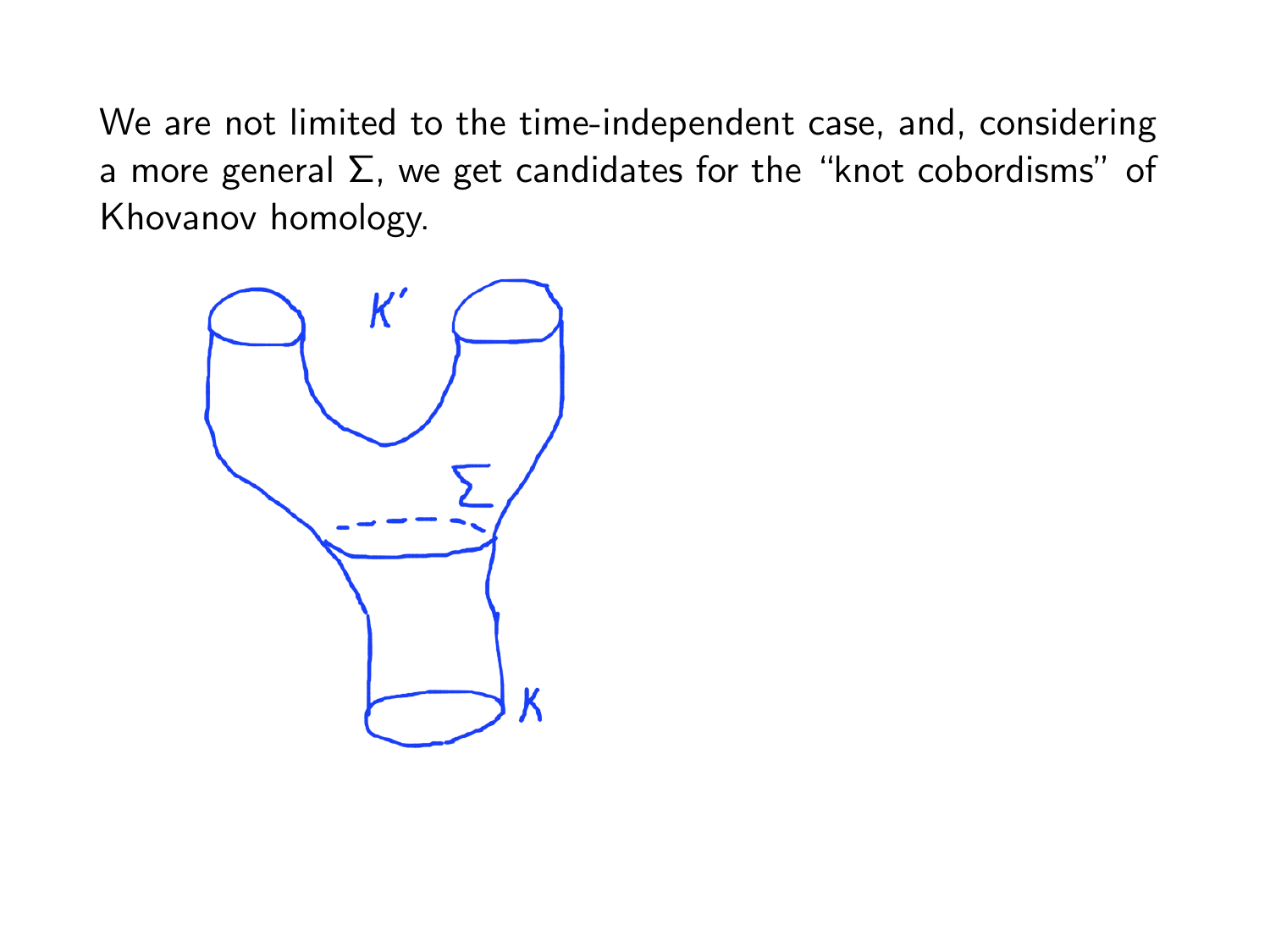We are not limited to the time-independent case, and, considering a more general $\Sigma$, we get candidates for the "knot cobordisms" of Khovanov homology.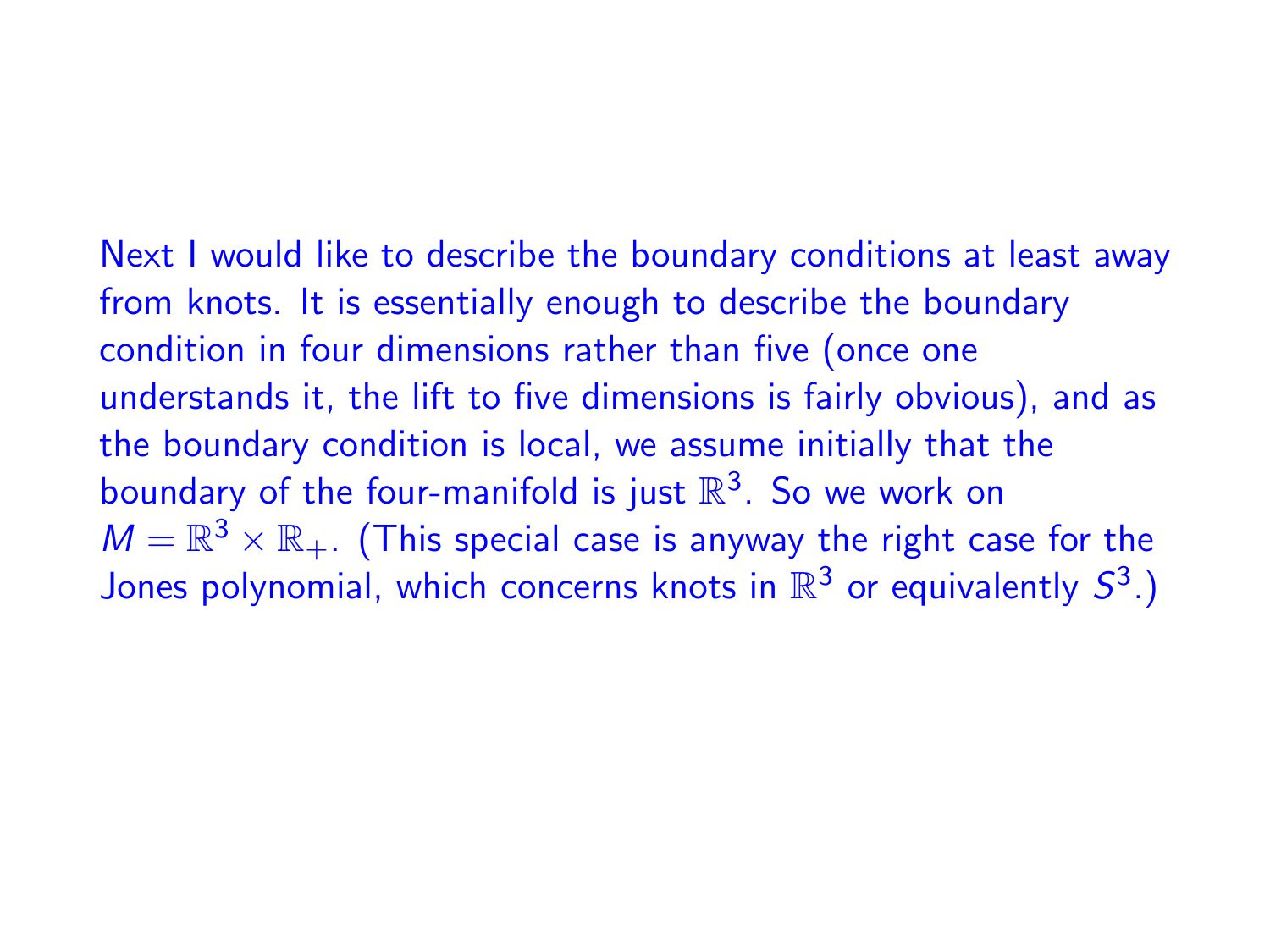Next I would like to describe the boundary conditions at least away from knots. It is essentially enough to describe the boundary condition in four dimensions rather than five (once one understands it, the lift to five dimensions is fairly obvious), and as the boundary condition is local, we assume initially that the boundary of the four-manifold is just $\mathbb{R}^3$. So we work on $M = \mathbb{R}^3 \times \mathbb{R}_+$. (This special case is anyway the right case for the Jones polynomial, which concerns knots in $\mathbb{R}^3$ or equivalently $S^3$.)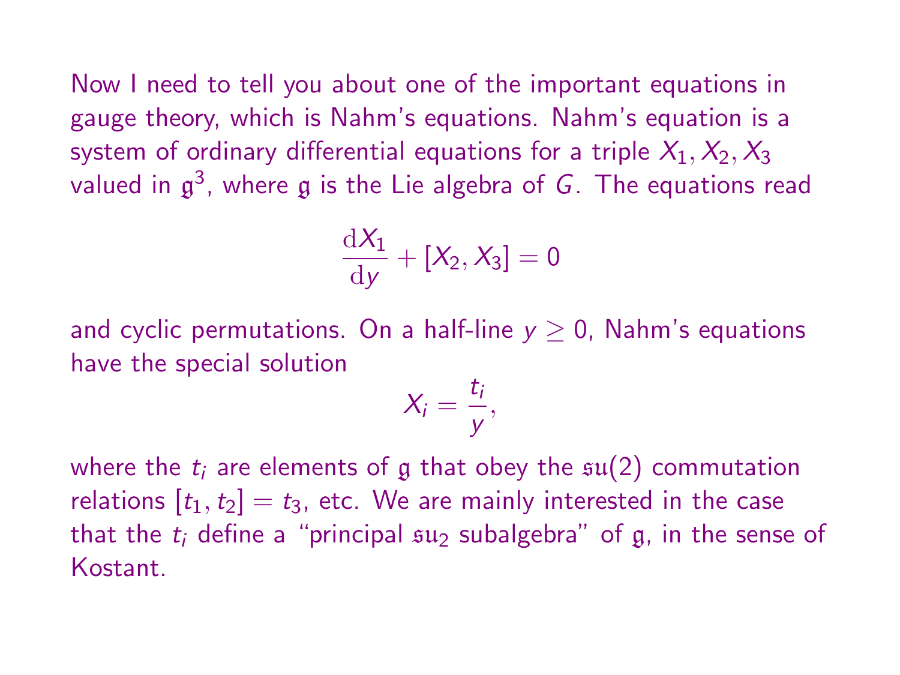Now I need to tell you about one of the important equations in gauge theory, which is Nahm's equations. Nahm's equation is a system of ordinary differential equations for a triple $X_1, X_2, X_3$ valued in $\mathfrak{g}^3$, where $\mathfrak{g}$ is the Lie algebra of $G$. The equations read

$$\frac{\mathrm{d}X_1}{\mathrm{d}y} + [X_2, X_3] = 0$$

and cyclic permutations. On a half-line $y \geq 0$, Nahm's equations have the special solution

$$X_i = \frac{t_i}{y},$$

where the $t_i$ are elements of $\mathfrak{g}$ that obey the $\mathfrak{su}(2)$ commutation relations $[t_1, t_2] = t_3$, etc. We are mainly interested in the case that the $t_i$ define a "principal $\mathfrak{su}_2$ subalgebra" of $\mathfrak{g}$, in the sense of Kostant.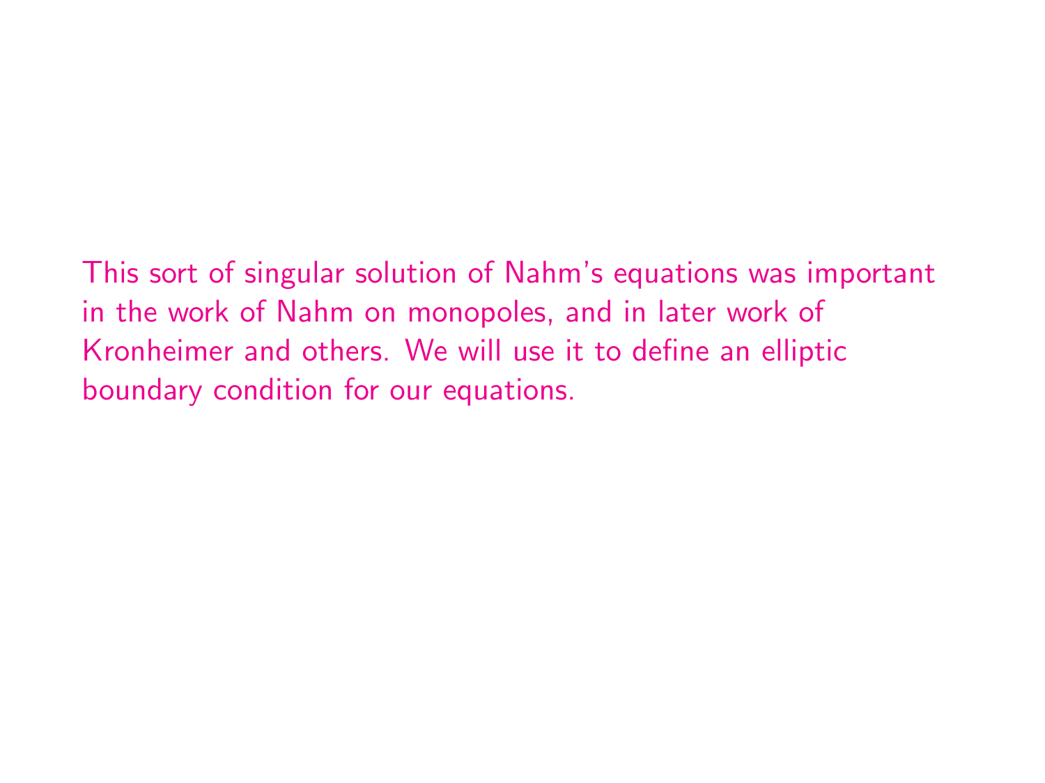This sort of singular solution of Nahm's equations was important in the work of Nahm on monopoles, and in later work of Kronheimer and others. We will use it to define an elliptic boundary condition for our equations.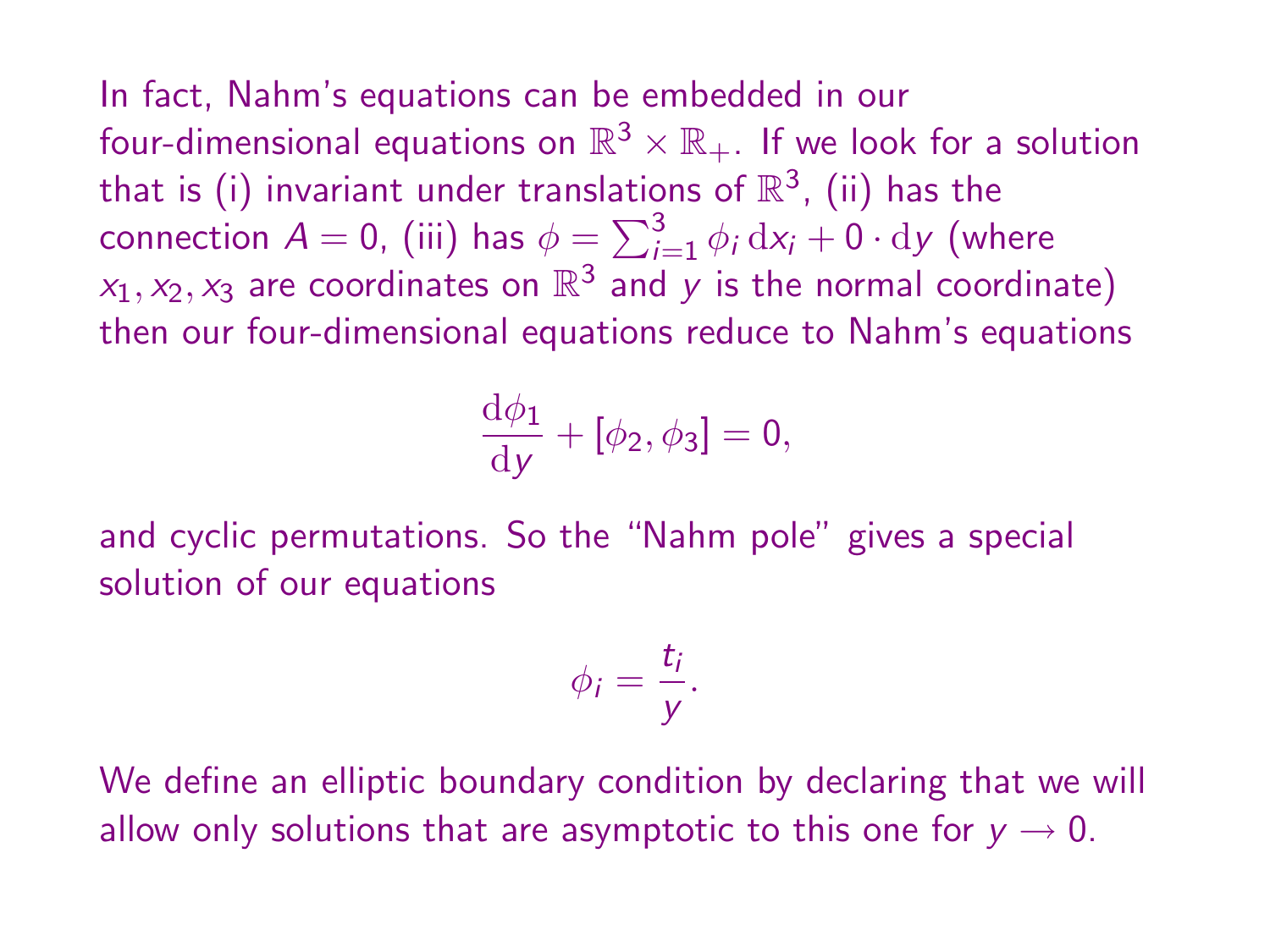In fact, Nahm's equations can be embedded in our four-dimensional equations on $\mathbb{R}^3 \times \mathbb{R}_+$. If we look for a solution that is (i) invariant under translations of $\mathbb{R}^3$, (ii) has the connection $A = 0$, (iii) has $\phi = \sum_{i=1}^{3} \phi_i \, \mathrm{d}x_i + 0 \cdot \mathrm{d}y$ (where $x_1, x_2, x_3$ are coordinates on $\mathbb{R}^3$ and $y$ is the normal coordinate) then our four-dimensional equations reduce to Nahm's equations

$$\frac{\mathrm{d}\phi_1}{\mathrm{d}y} + [\phi_2, \phi_3] = 0,$$

and cyclic permutations. So the "Nahm pole" gives a special solution of our equations

$$\phi_i = \frac{t_i}{y}.$$

We define an elliptic boundary condition by declaring that we will allow only solutions that are asymptotic to this one for $y \to 0$.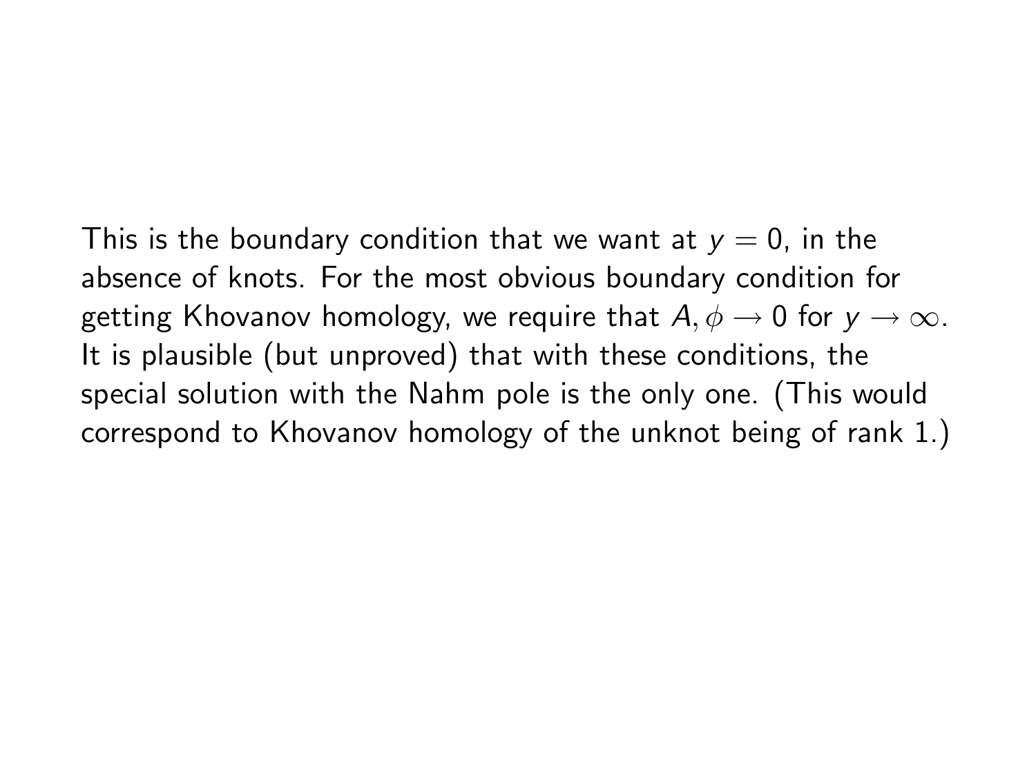This is the boundary condition that we want at $y = 0$, in the absence of knots. For the most obvious boundary condition for getting Khovanov homology, we require that $A, \phi \to 0$ for $y \to \infty$. It is plausible (but unproved) that with these conditions, the special solution with the Nahm pole is the only one. (This would correspond to Khovanov homology of the unknot being of rank 1.)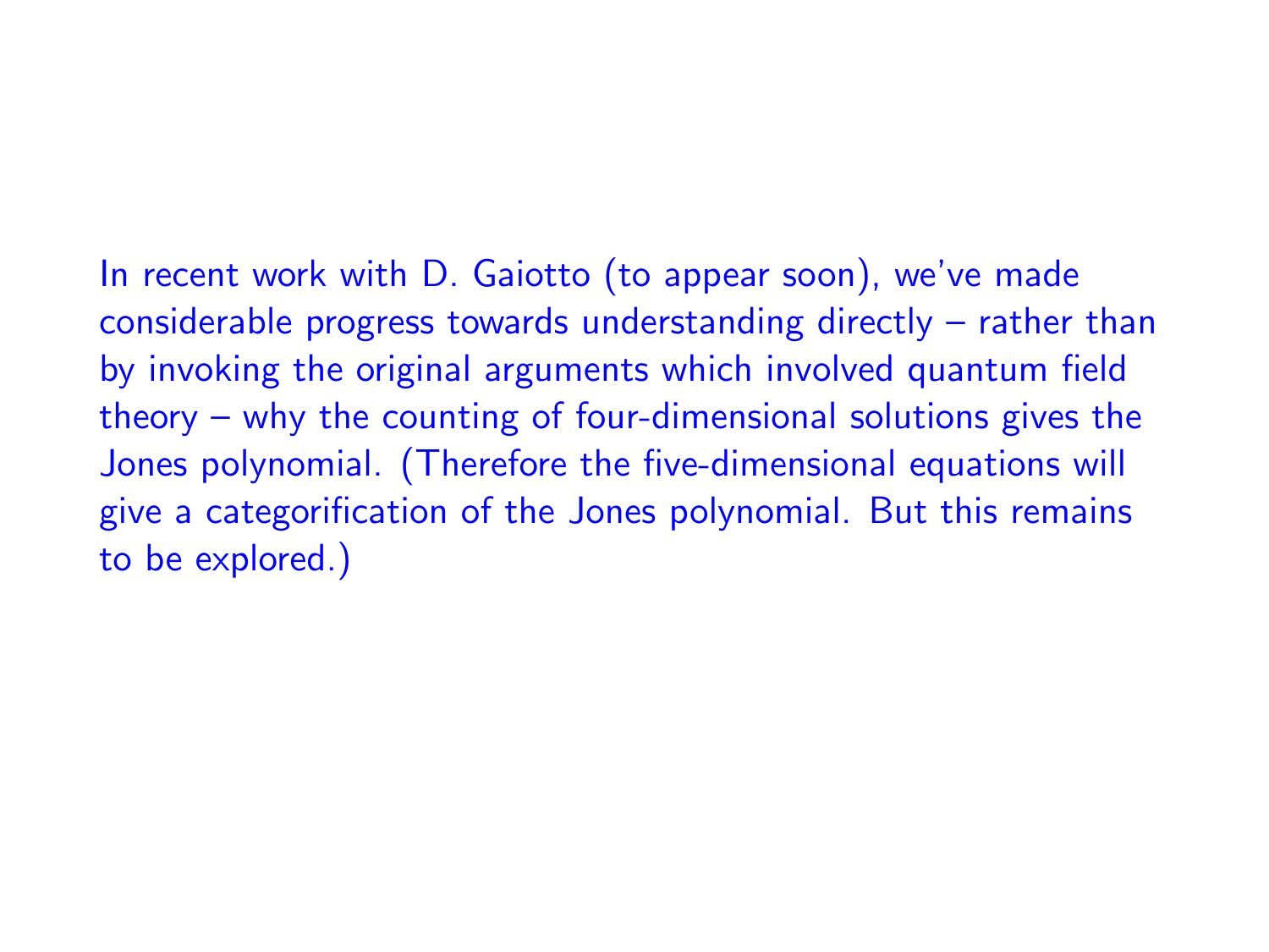In recent work with D. Gaiotto (to appear soon), we've made considerable progress towards understanding directly – rather than by invoking the original arguments which involved quantum field theory – why the counting of four-dimensional solutions gives the Jones polynomial. (Therefore the five-dimensional equations will give a categorification of the Jones polynomial. But this remains to be explored.)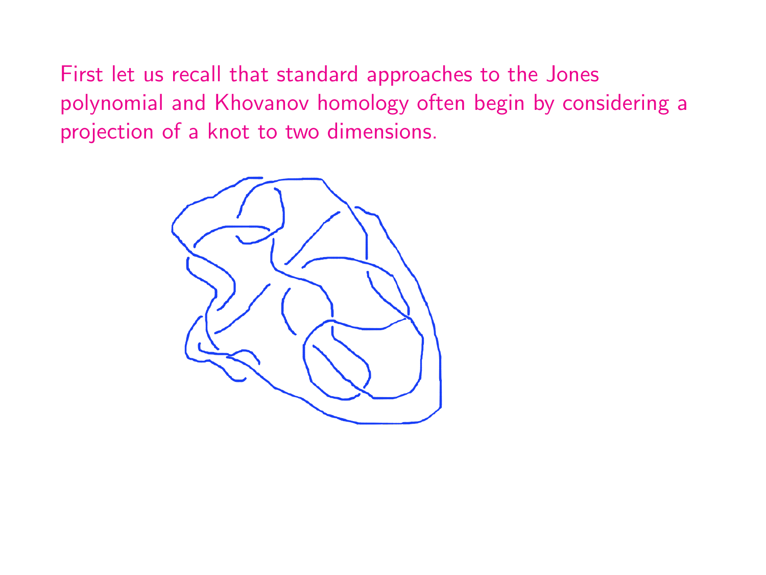First let us recall that standard approaches to the Jones polynomial and Khovanov homology often begin by considering a projection of a knot to two dimensions.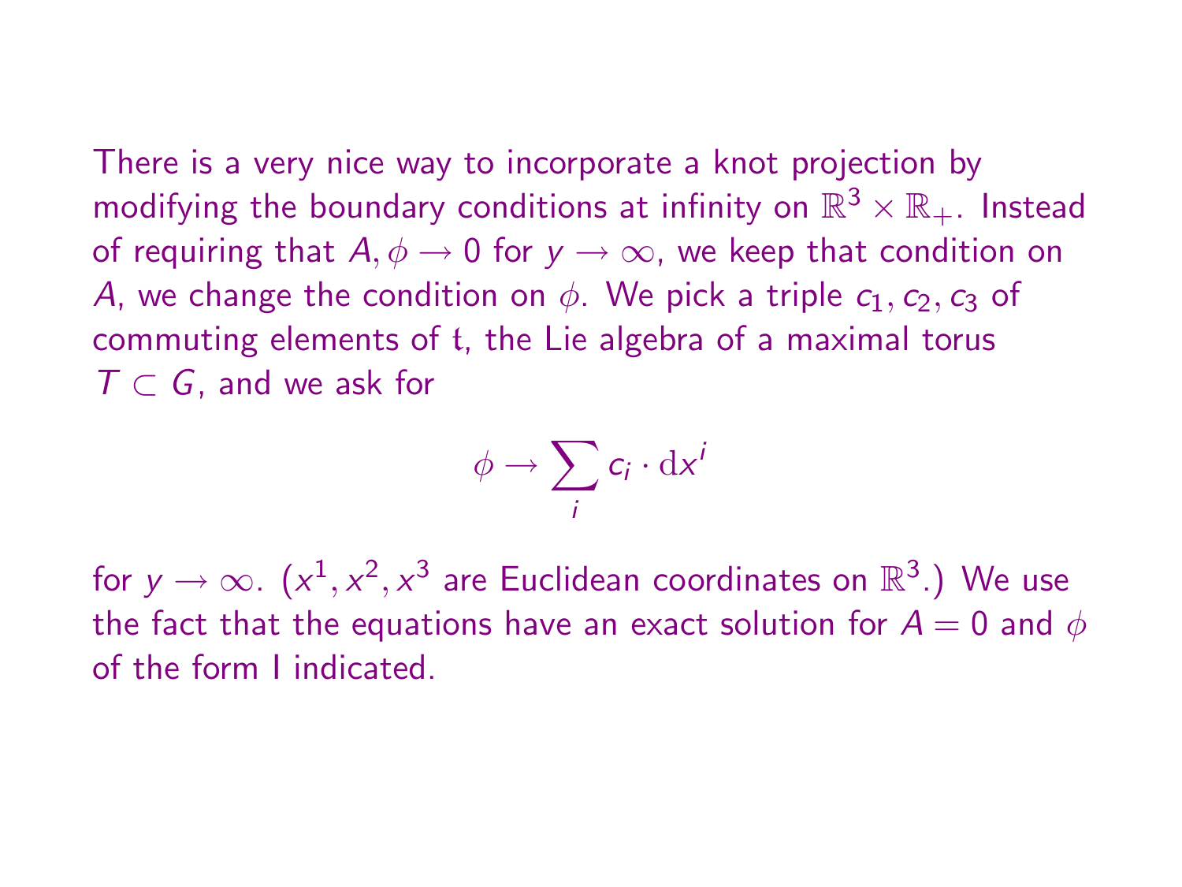There is a very nice way to incorporate a knot projection by modifying the boundary conditions at infinity on $\mathbb{R}^3 \times \mathbb{R}_+$. Instead of requiring that $A, \phi \to 0$ for $y \to \infty$, we keep that condition on $A$, we change the condition on $\phi$. We pick a triple $c_1, c_2, c_3$ of commuting elements of $\mathfrak{t}$, the Lie algebra of a maximal torus $T \subset G$, and we ask for

$$\phi \to \sum_i c_i \cdot \mathrm{d}x^i$$

for $y \to \infty$. ($x^1, x^2, x^3$ are Euclidean coordinates on $\mathbb{R}^3$.) We use the fact that the equations have an exact solution for $A = 0$ and $\phi$ of the form I indicated.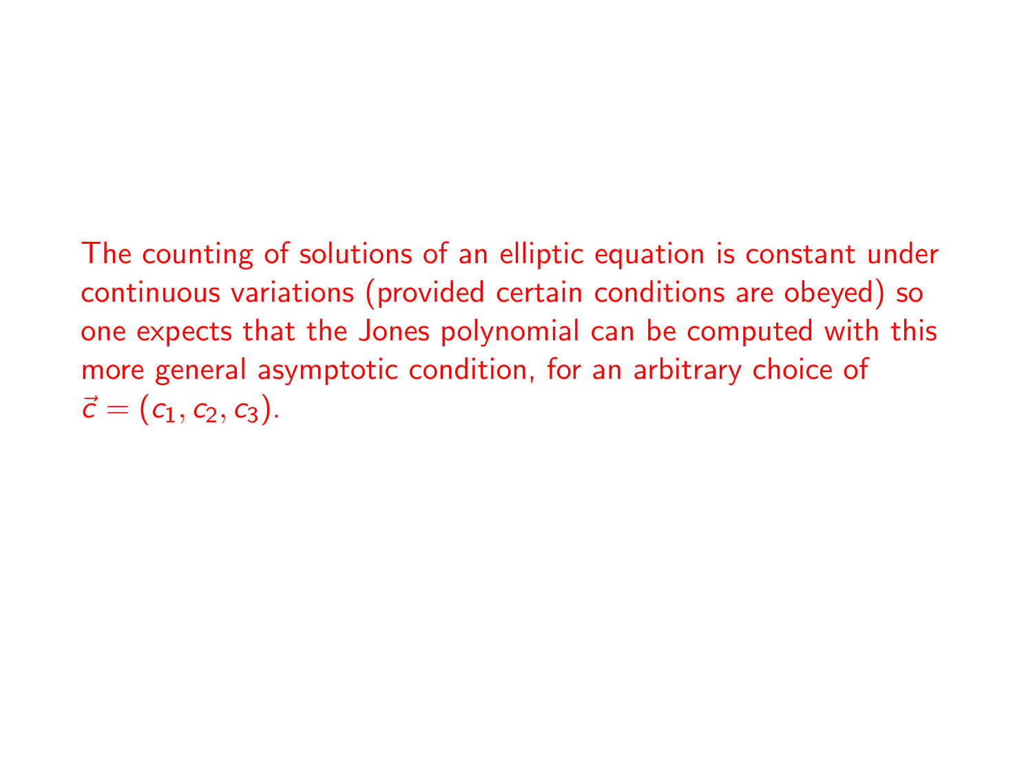The counting of solutions of an elliptic equation is constant under continuous variations (provided certain conditions are obeyed) so one expects that the Jones polynomial can be computed with this more general asymptotic condition, for an arbitrary choice of $\vec{c} = (c_1, c_2, c_3)$.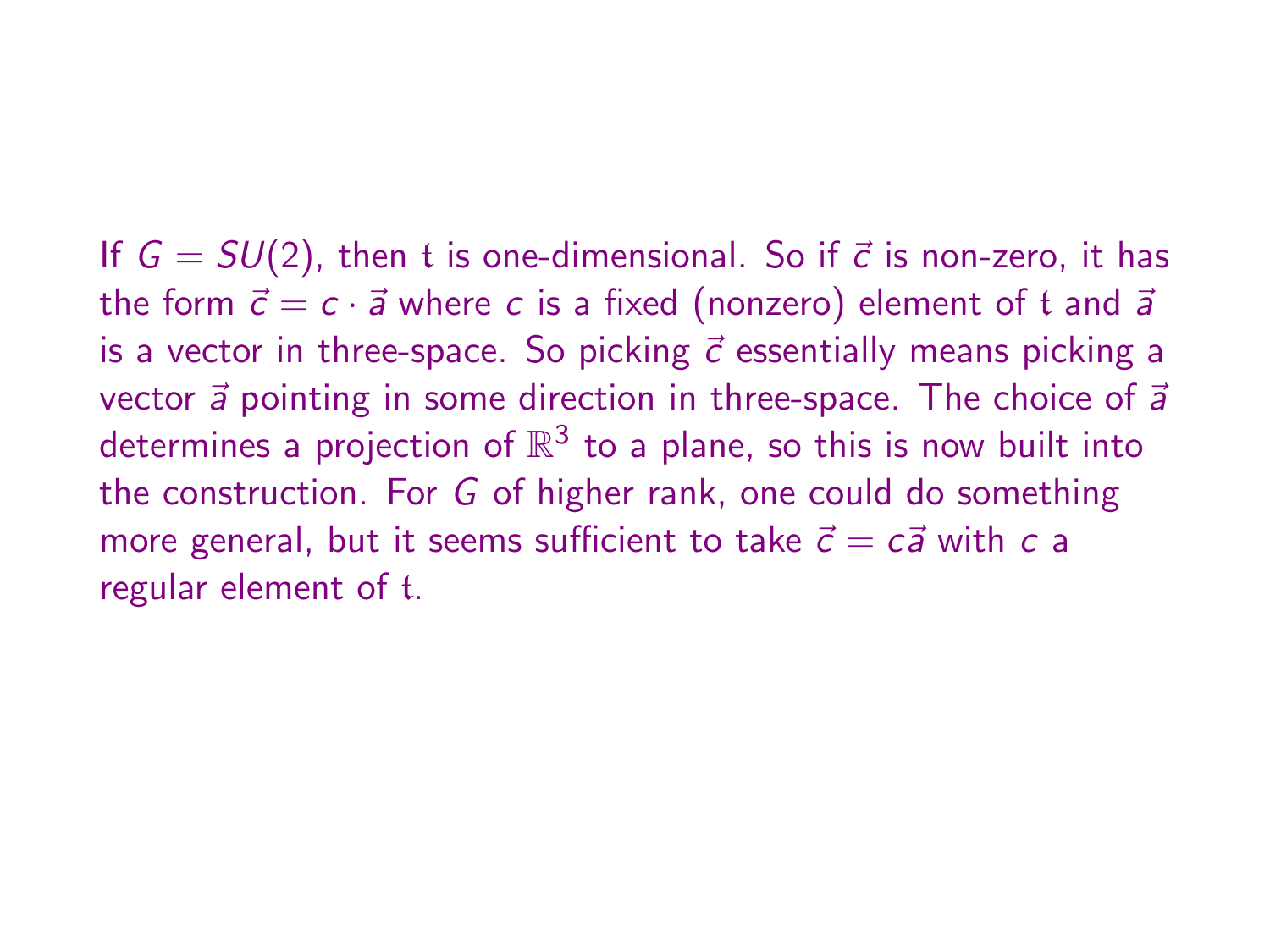If $G = SU(2)$, then $\mathfrak{t}$ is one-dimensional. So if $\vec{c}$ is non-zero, it has the form $\vec{c} = c \cdot \vec{a}$ where $c$ is a fixed (nonzero) element of $\mathfrak{t}$ and $\vec{a}$ is a vector in three-space. So picking $\vec{c}$ essentially means picking a vector $\vec{a}$ pointing in some direction in three-space. The choice of $\vec{a}$ determines a projection of $\mathbb{R}^3$ to a plane, so this is now built into the construction. For $G$ of higher rank, one could do something more general, but it seems sufficient to take $\vec{c} = c\vec{a}$ with $c$ a regular element of $\mathfrak{t}$.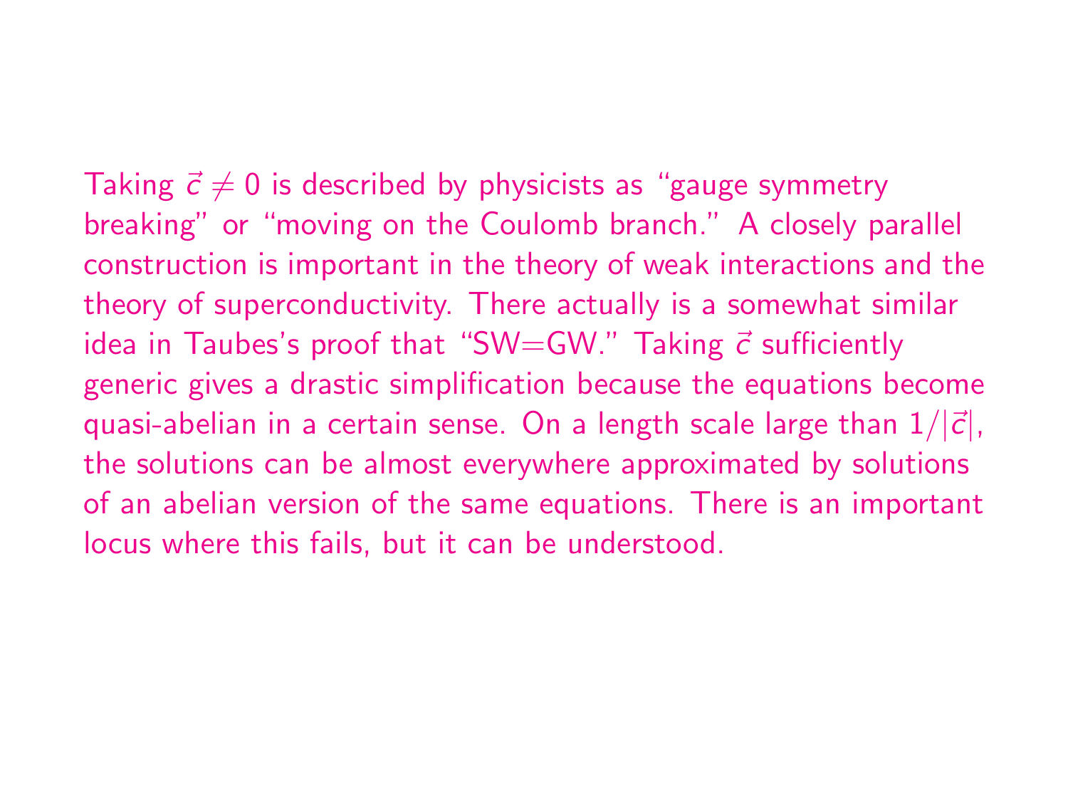Taking $\vec{c} \neq 0$ is described by physicists as "gauge symmetry breaking" or "moving on the Coulomb branch." A closely parallel construction is important in the theory of weak interactions and the theory of superconductivity. There actually is a somewhat similar idea in Taubes's proof that "SW=GW." Taking $\vec{c}$ sufficiently generic gives a drastic simplification because the equations become quasi-abelian in a certain sense. On a length scale large than $1/|\vec{c}|$, the solutions can be almost everywhere approximated by solutions of an abelian version of the same equations. There is an important locus where this fails, but it can be understood.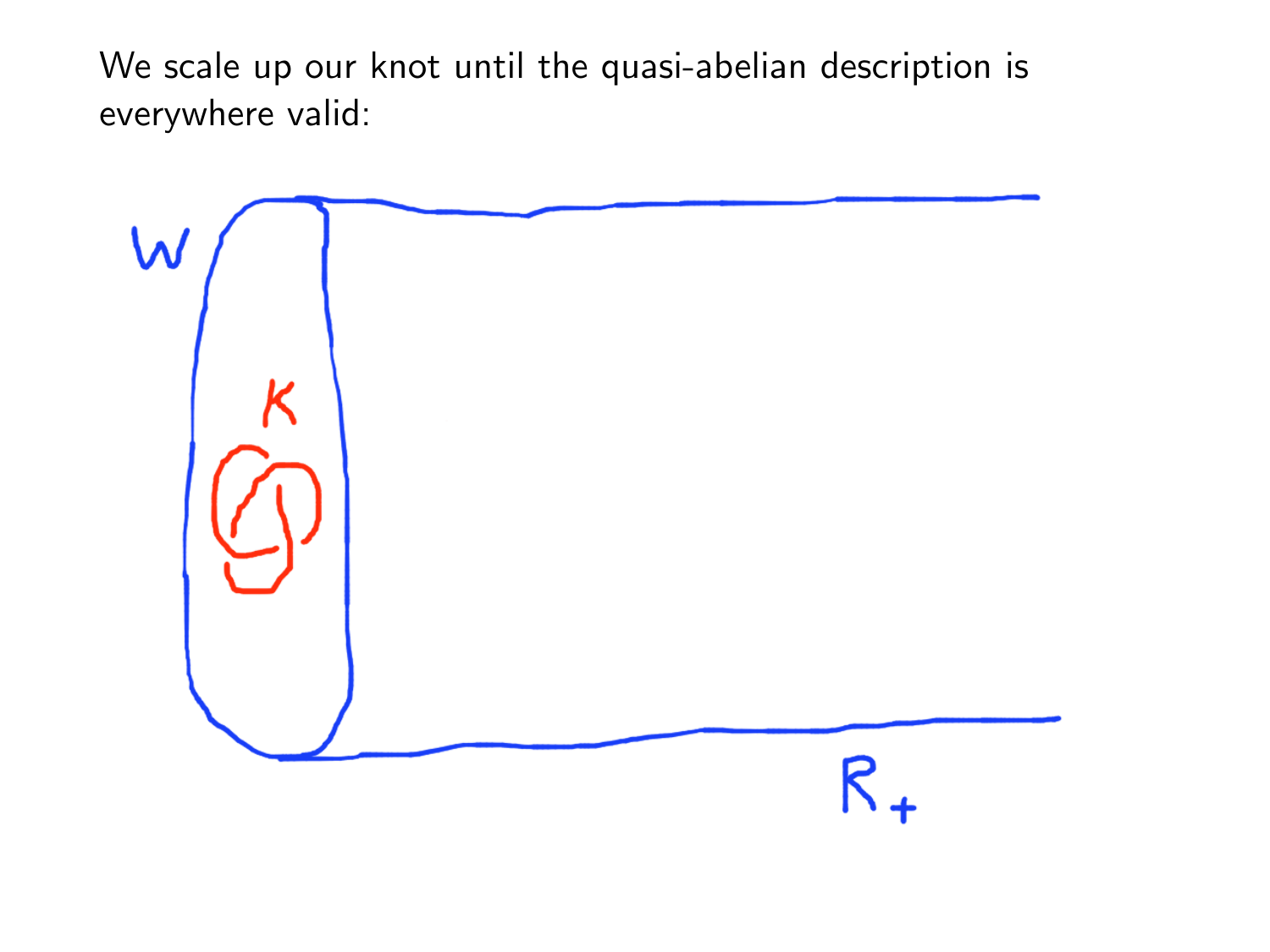We scale up our knot until the quasi-abelian description is everywhere valid: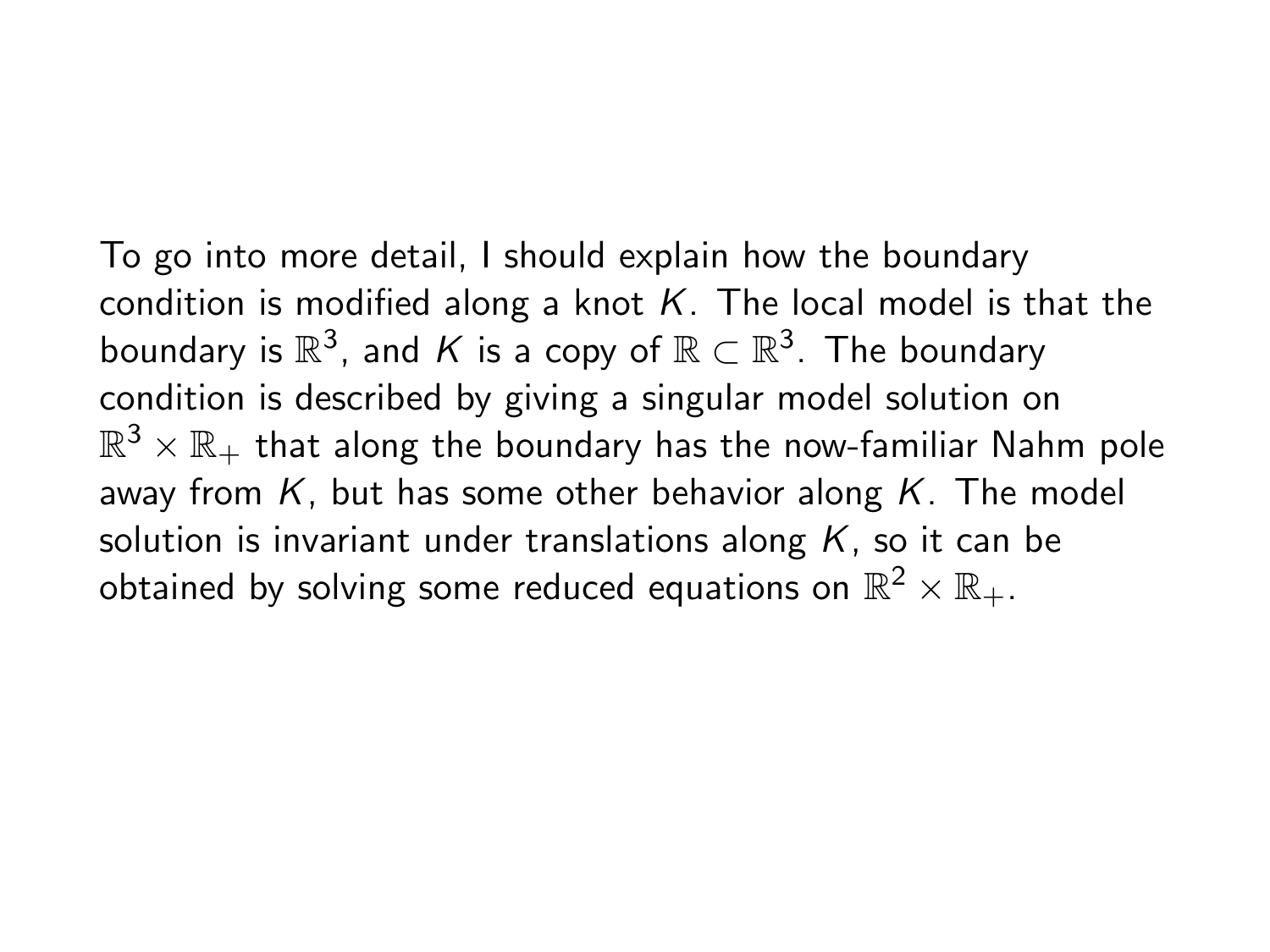To go into more detail, I should explain how the boundary condition is modified along a knot $K$. The local model is that the boundary is $\mathbb{R}^3$, and $K$ is a copy of $\mathbb{R} \subset \mathbb{R}^3$. The boundary condition is described by giving a singular model solution on $\mathbb{R}^3 \times \mathbb{R}_+$ that along the boundary has the now-familiar Nahm pole away from $K$, but has some other behavior along $K$. The model solution is invariant under translations along $K$, so it can be obtained by solving some reduced equations on $\mathbb{R}^2 \times \mathbb{R}_+$.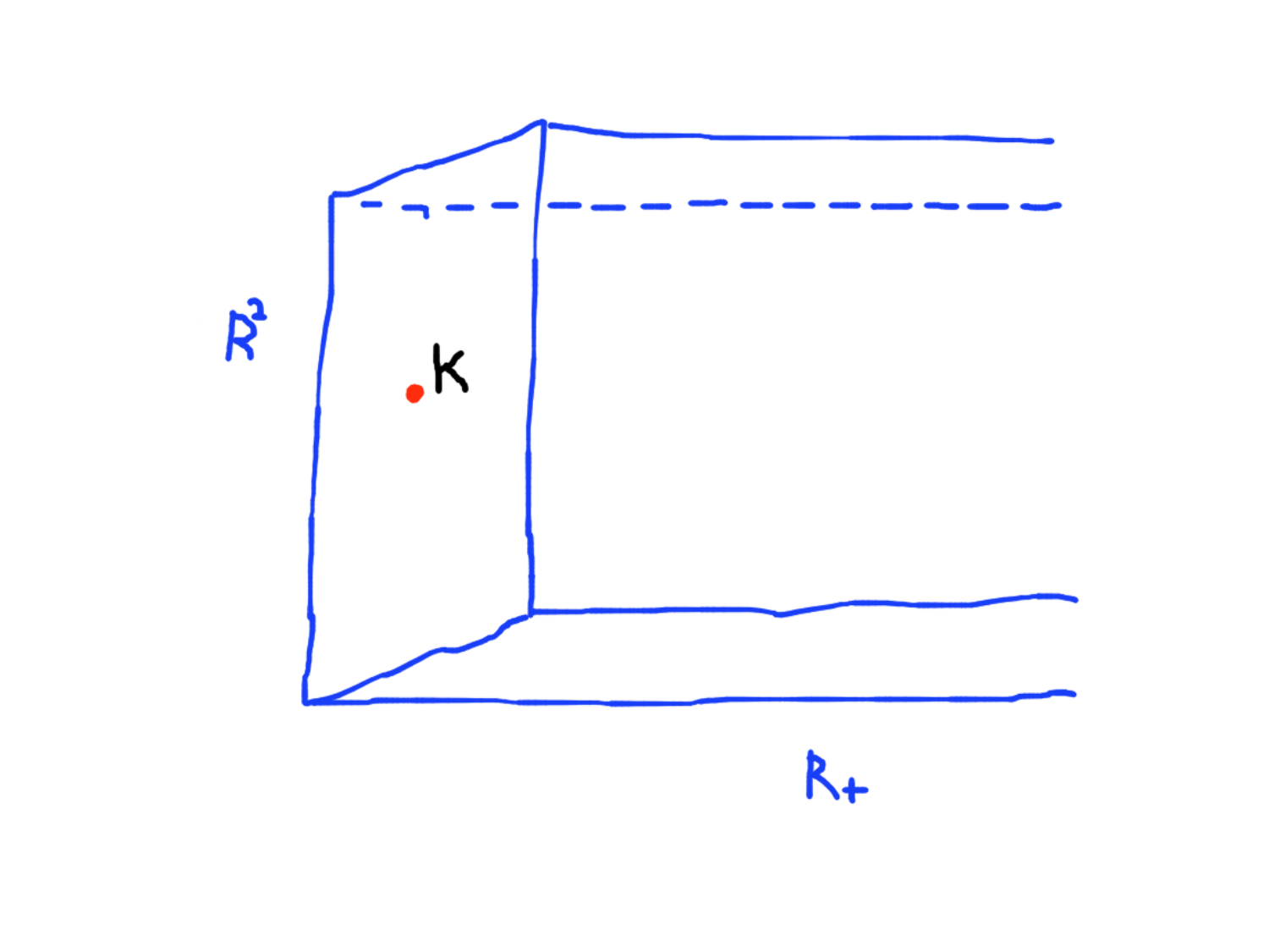$R^2$

$K$

$R_+$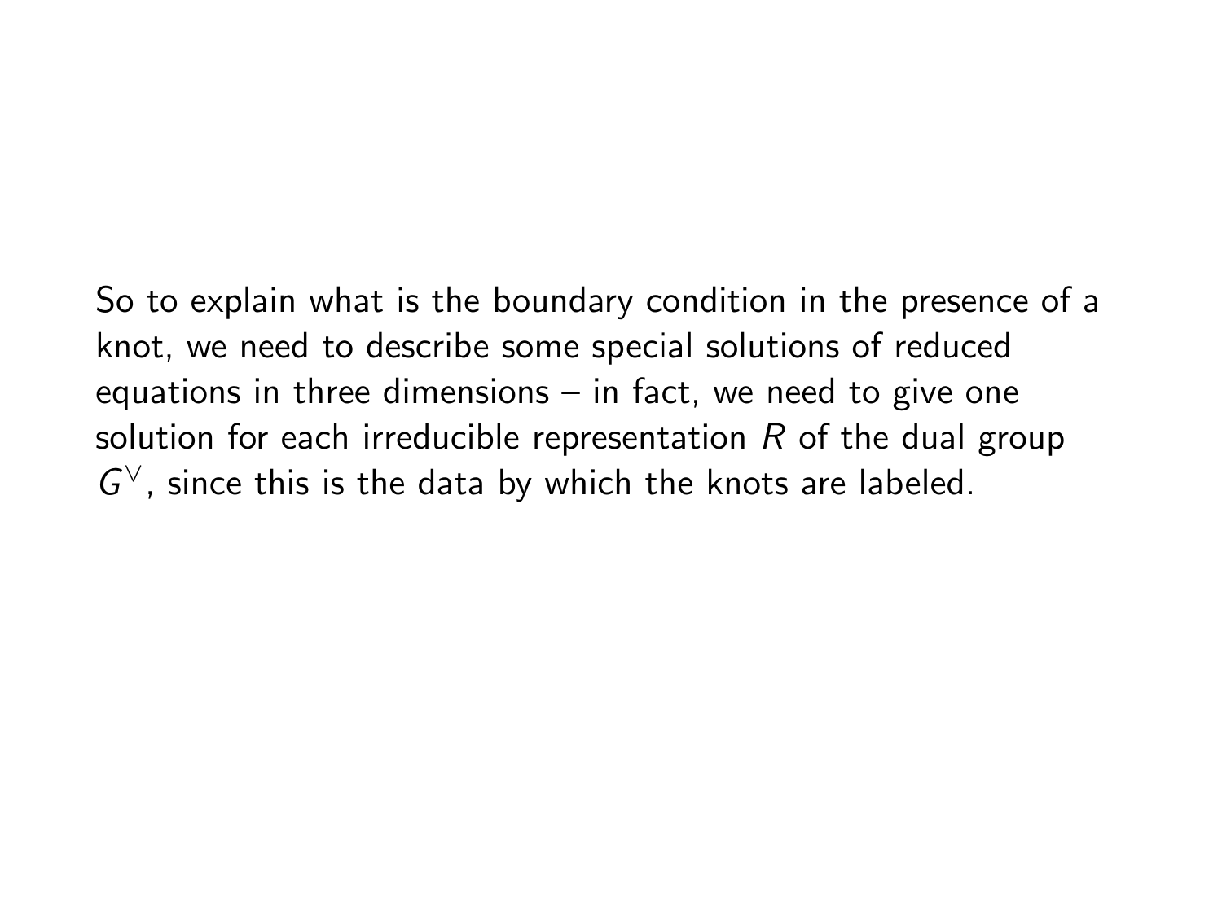So to explain what is the boundary condition in the presence of a knot, we need to describe some special solutions of reduced equations in three dimensions – in fact, we need to give one solution for each irreducible representation $R$ of the dual group $G^\vee$, since this is the data by which the knots are labeled.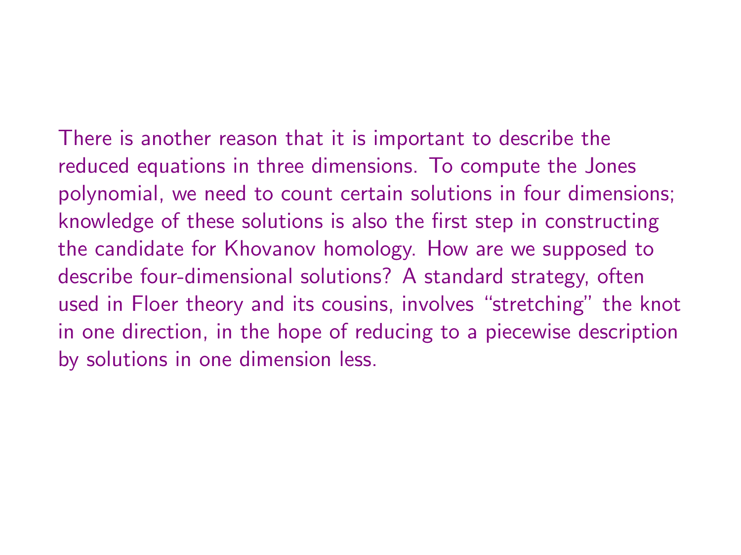There is another reason that it is important to describe the reduced equations in three dimensions. To compute the Jones polynomial, we need to count certain solutions in four dimensions; knowledge of these solutions is also the first step in constructing the candidate for Khovanov homology. How are we supposed to describe four-dimensional solutions? A standard strategy, often used in Floer theory and its cousins, involves "stretching" the knot in one direction, in the hope of reducing to a piecewise description by solutions in one dimension less.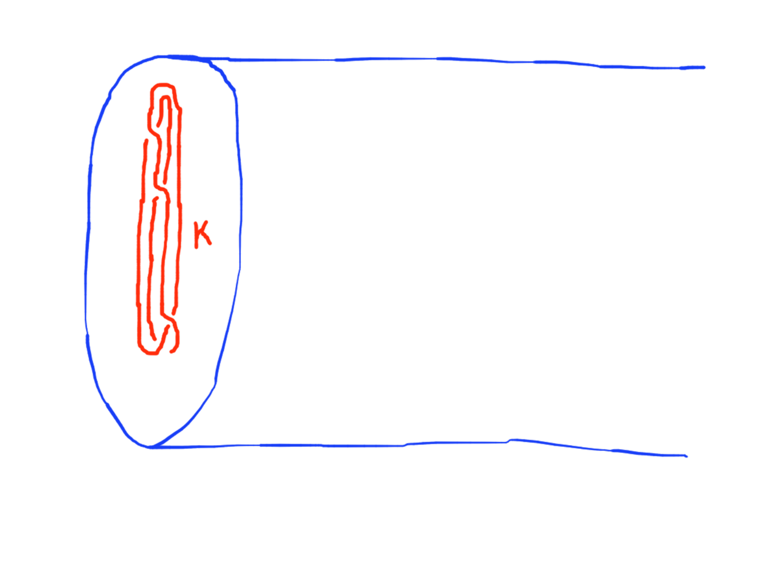K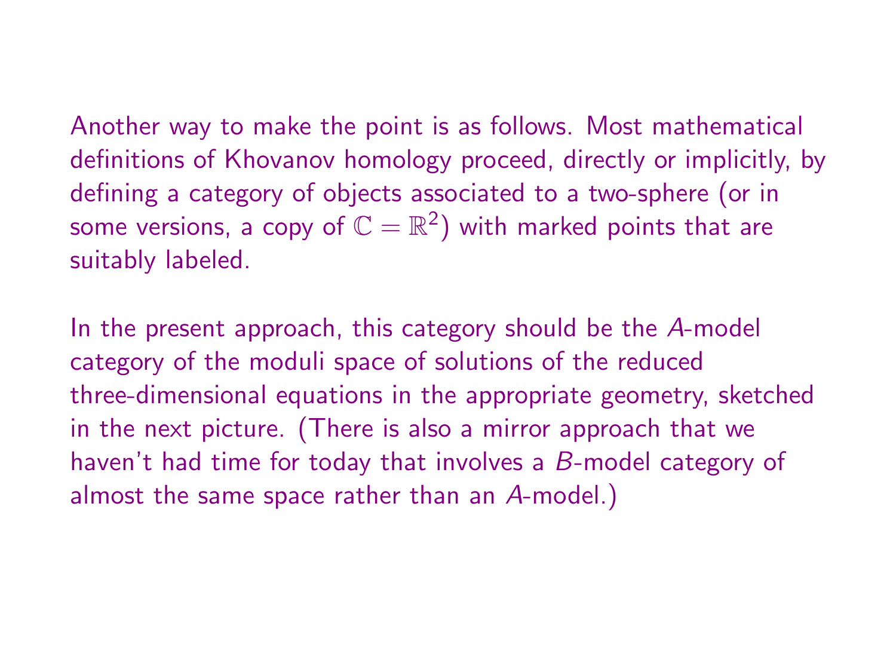Another way to make the point is as follows. Most mathematical definitions of Khovanov homology proceed, directly or implicitly, by defining a category of objects associated to a two-sphere (or in some versions, a copy of $\mathbb{C} = \mathbb{R}^2$) with marked points that are suitably labeled.

In the present approach, this category should be the $A$-model category of the moduli space of solutions of the reduced three-dimensional equations in the appropriate geometry, sketched in the next picture. (There is also a mirror approach that we haven't had time for today that involves a $B$-model category of almost the same space rather than an $A$-model.)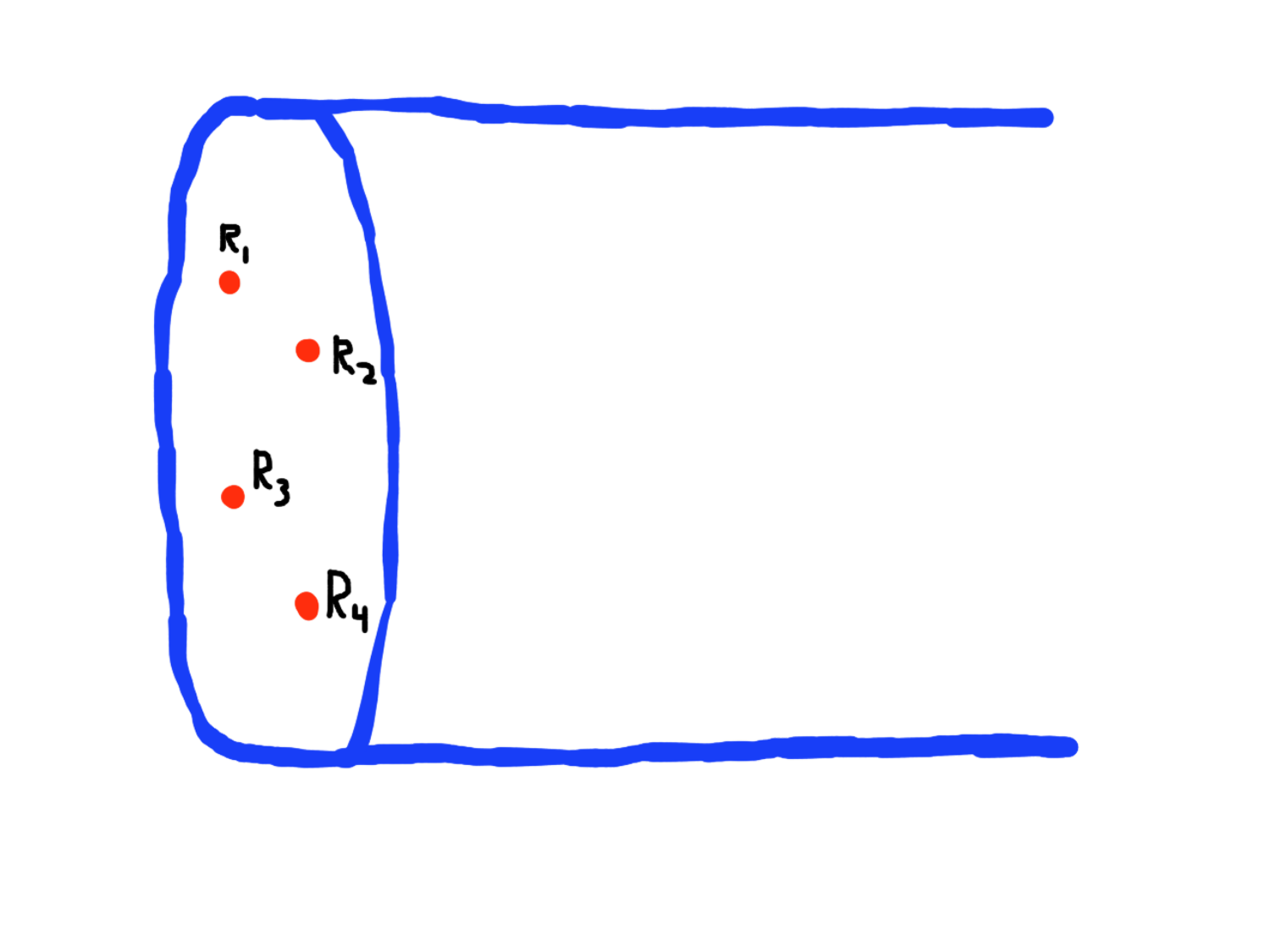$R_1$

$R_2$

$R_3$

$R_4$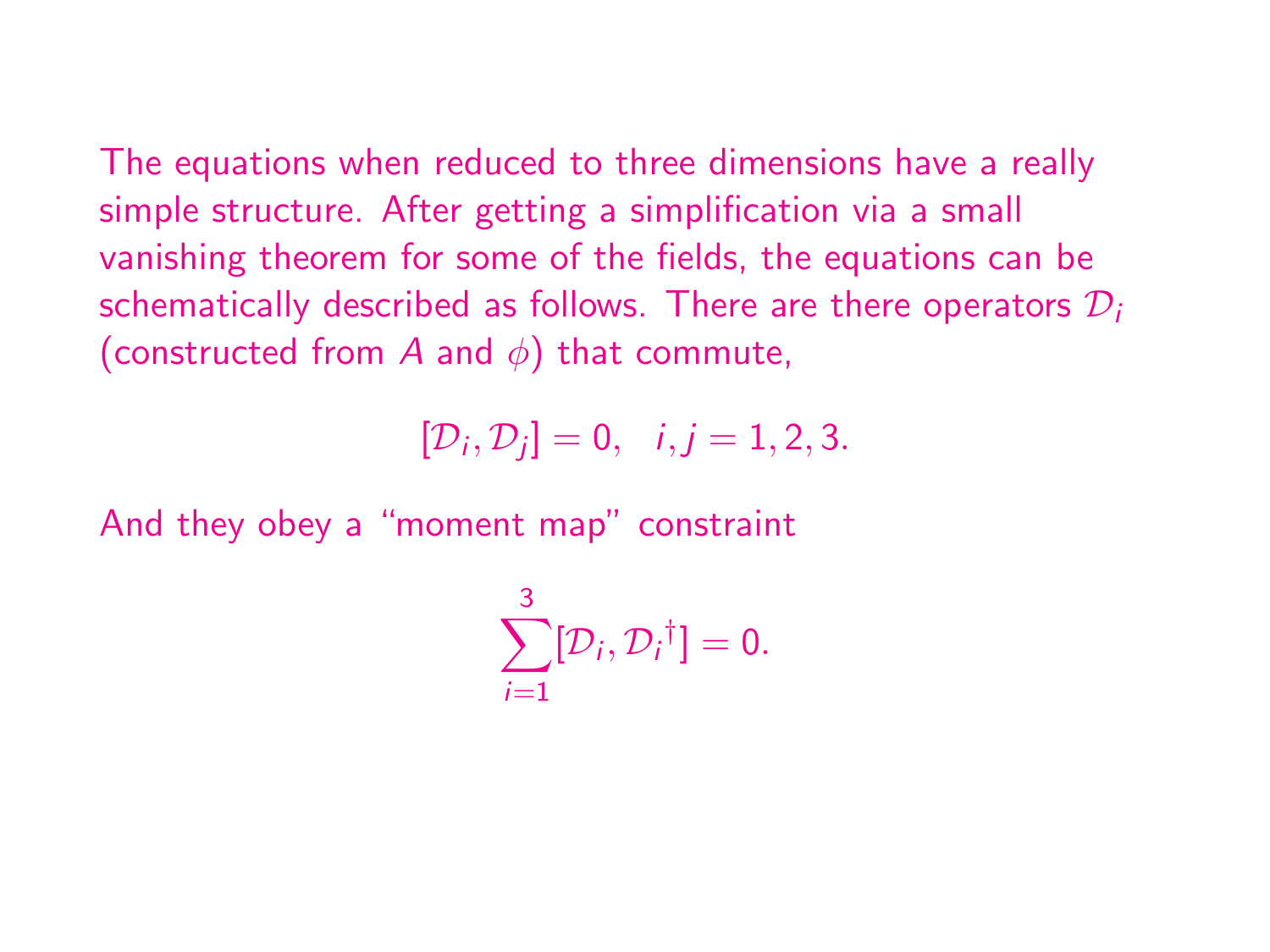The equations when reduced to three dimensions have a really simple structure. After getting a simplification via a small vanishing theorem for some of the fields, the equations can be schematically described as follows. There are there operators $\mathcal{D}_i$ (constructed from $A$ and $\phi$) that commute,

$$[\mathcal{D}_i, \mathcal{D}_j] = 0, \quad i, j = 1, 2, 3.$$

And they obey a "moment map" constraint

$$\sum_{i=1}^{3} [\mathcal{D}_i, \mathcal{D}_i{}^{\dagger}] = 0.$$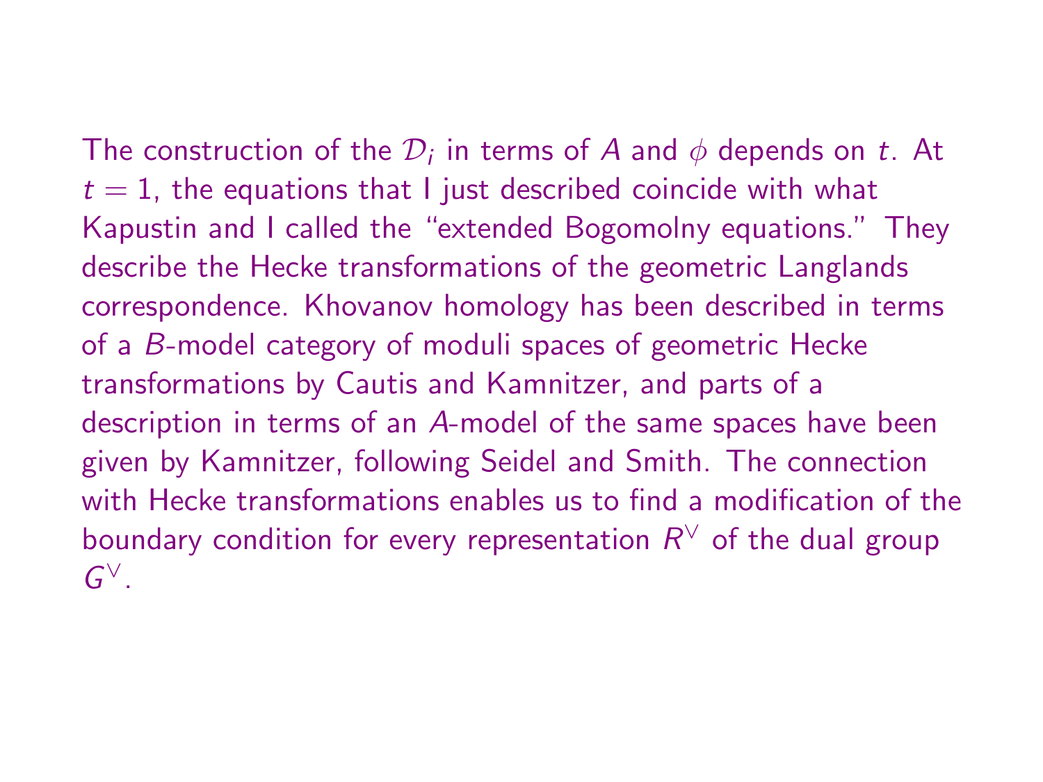The construction of the $\mathcal{D}_i$ in terms of $A$ and $\phi$ depends on $t$. At $t = 1$, the equations that I just described coincide with what Kapustin and I called the "extended Bogomolny equations." They describe the Hecke transformations of the geometric Langlands correspondence. Khovanov homology has been described in terms of a $B$-model category of moduli spaces of geometric Hecke transformations by Cautis and Kamnitzer, and parts of a description in terms of an $A$-model of the same spaces have been given by Kamnitzer, following Seidel and Smith. The connection with Hecke transformations enables us to find a modification of the boundary condition for every representation $R^\vee$ of the dual group $G^\vee$.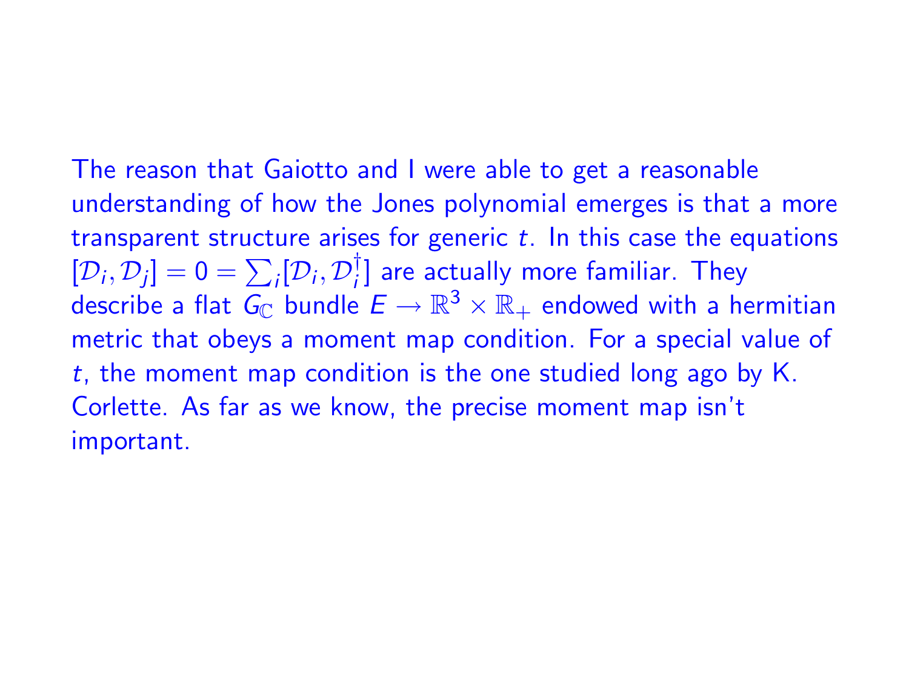The reason that Gaiotto and I were able to get a reasonable understanding of how the Jones polynomial emerges is that a more transparent structure arises for generic $t$. In this case the equations $[\mathcal{D}_i, \mathcal{D}_j] = 0 = \sum_i [\mathcal{D}_i, \mathcal{D}_i^\dagger]$ are actually more familiar. They describe a flat $G_{\mathbb{C}}$ bundle $E \to \mathbb{R}^3 \times \mathbb{R}_+$ endowed with a hermitian metric that obeys a moment map condition. For a special value of $t$, the moment map condition is the one studied long ago by K. Corlette. As far as we know, the precise moment map isn't important.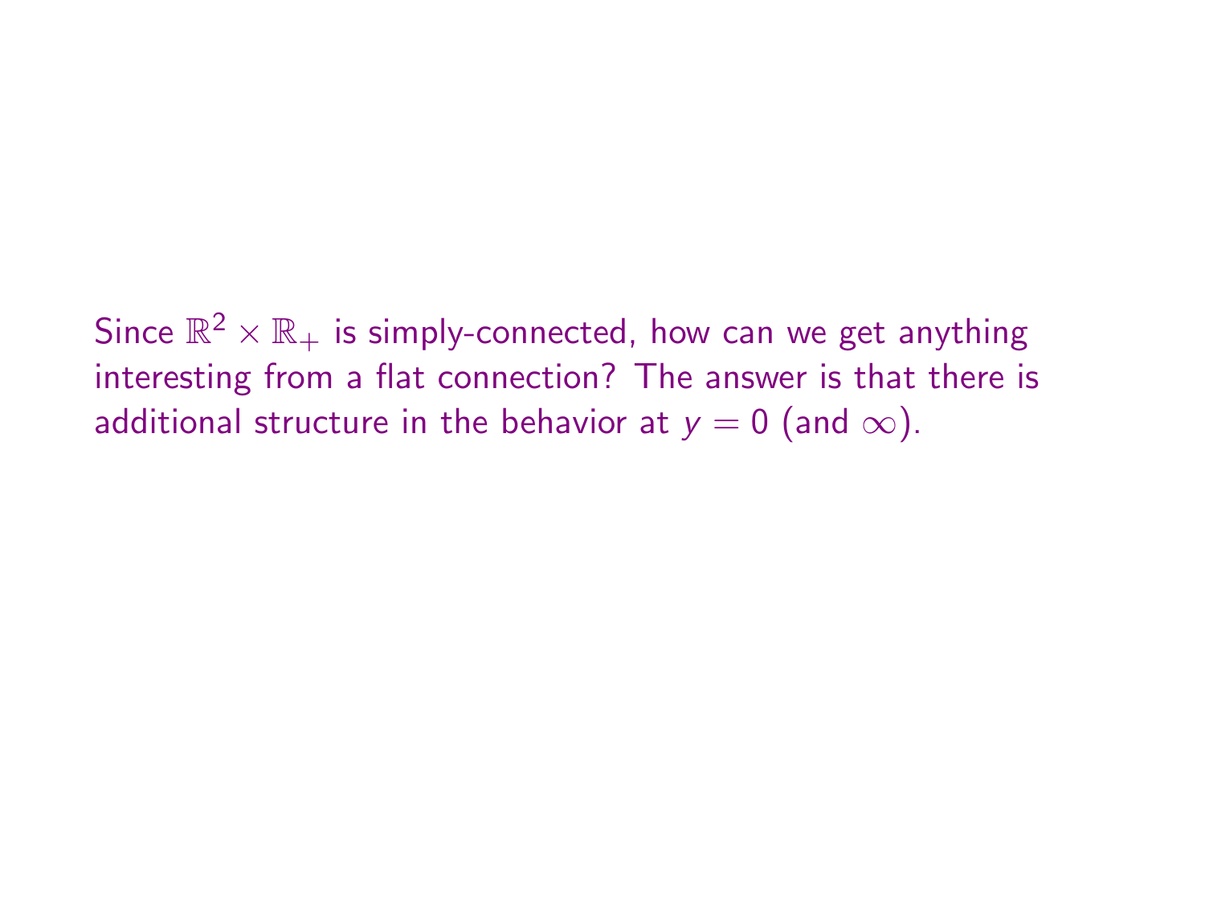Since $\mathbb{R}^2 \times \mathbb{R}_+$ is simply-connected, how can we get anything interesting from a flat connection? The answer is that there is additional structure in the behavior at $y = 0$ (and $\infty$).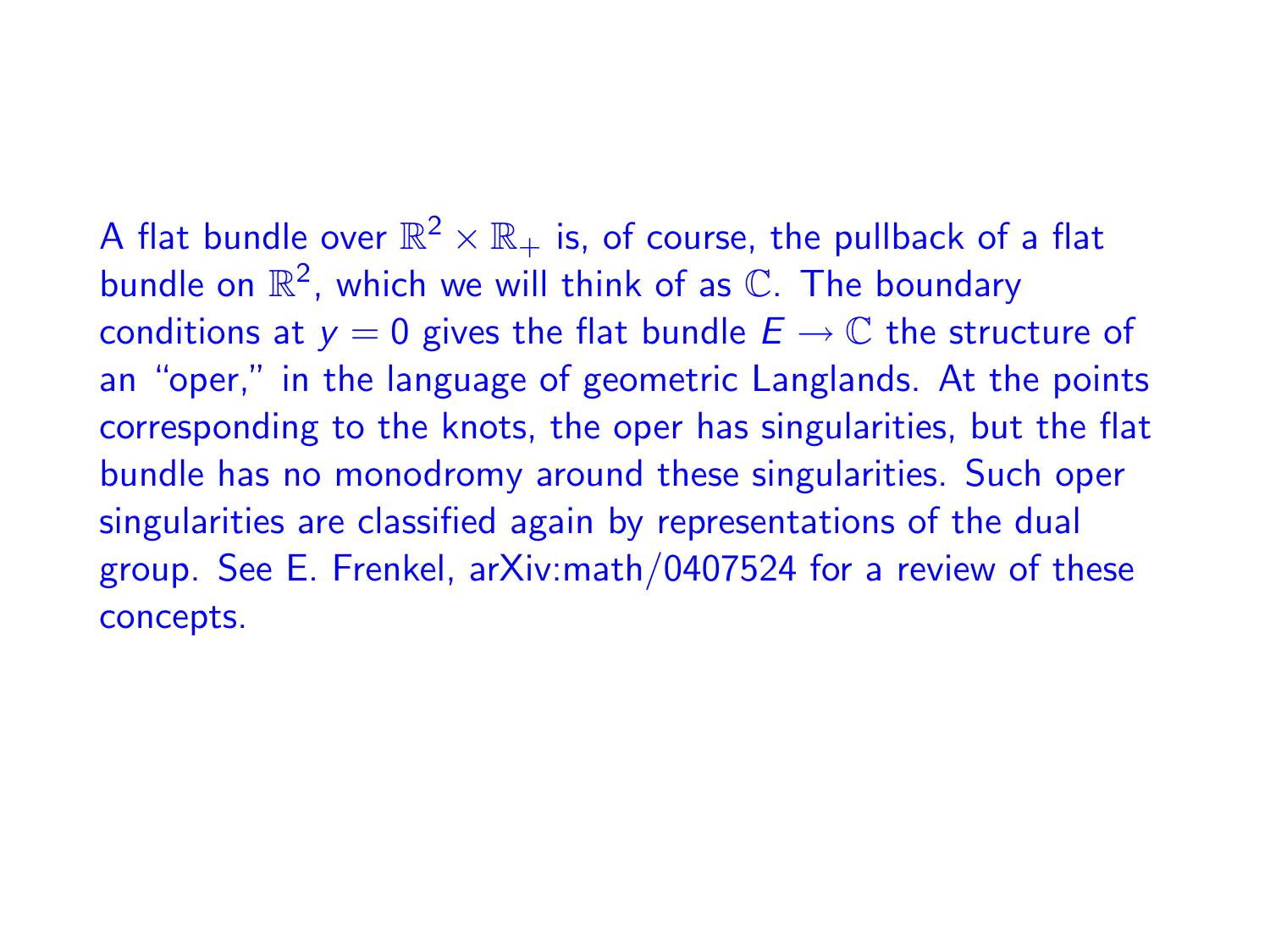A flat bundle over $\mathbb{R}^2 \times \mathbb{R}_+$ is, of course, the pullback of a flat bundle on $\mathbb{R}^2$, which we will think of as $\mathbb{C}$. The boundary conditions at $y = 0$ gives the flat bundle $E \to \mathbb{C}$ the structure of an "oper," in the language of geometric Langlands. At the points corresponding to the knots, the oper has singularities, but the flat bundle has no monodromy around these singularities. Such oper singularities are classified again by representations of the dual group. See E. Frenkel, arXiv:math/0407524 for a review of these concepts.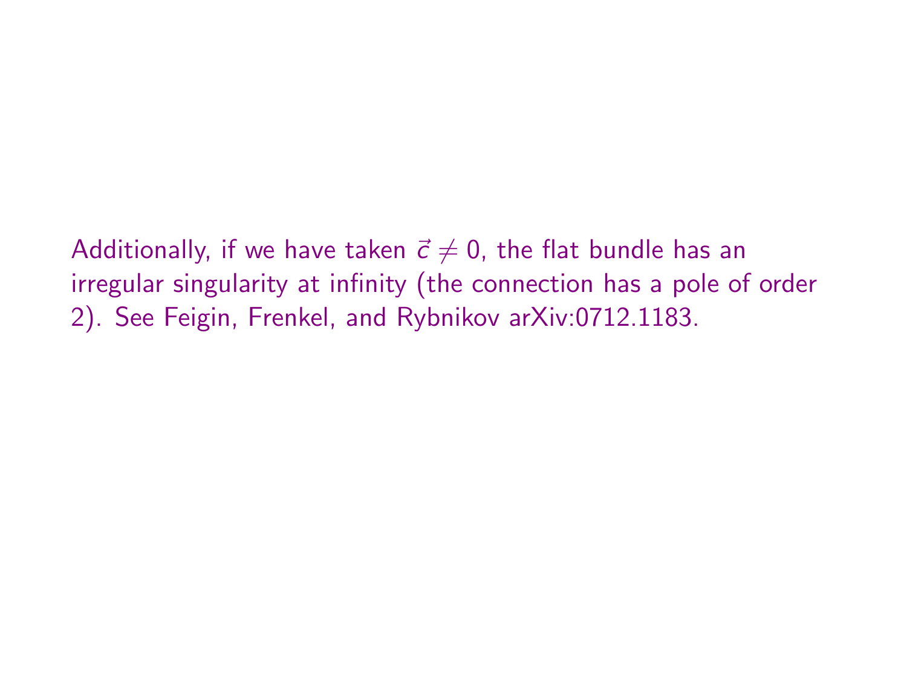Additionally, if we have taken $\vec{c} \neq 0$, the flat bundle has an irregular singularity at infinity (the connection has a pole of order 2). See Feigin, Frenkel, and Rybnikov arXiv:0712.1183.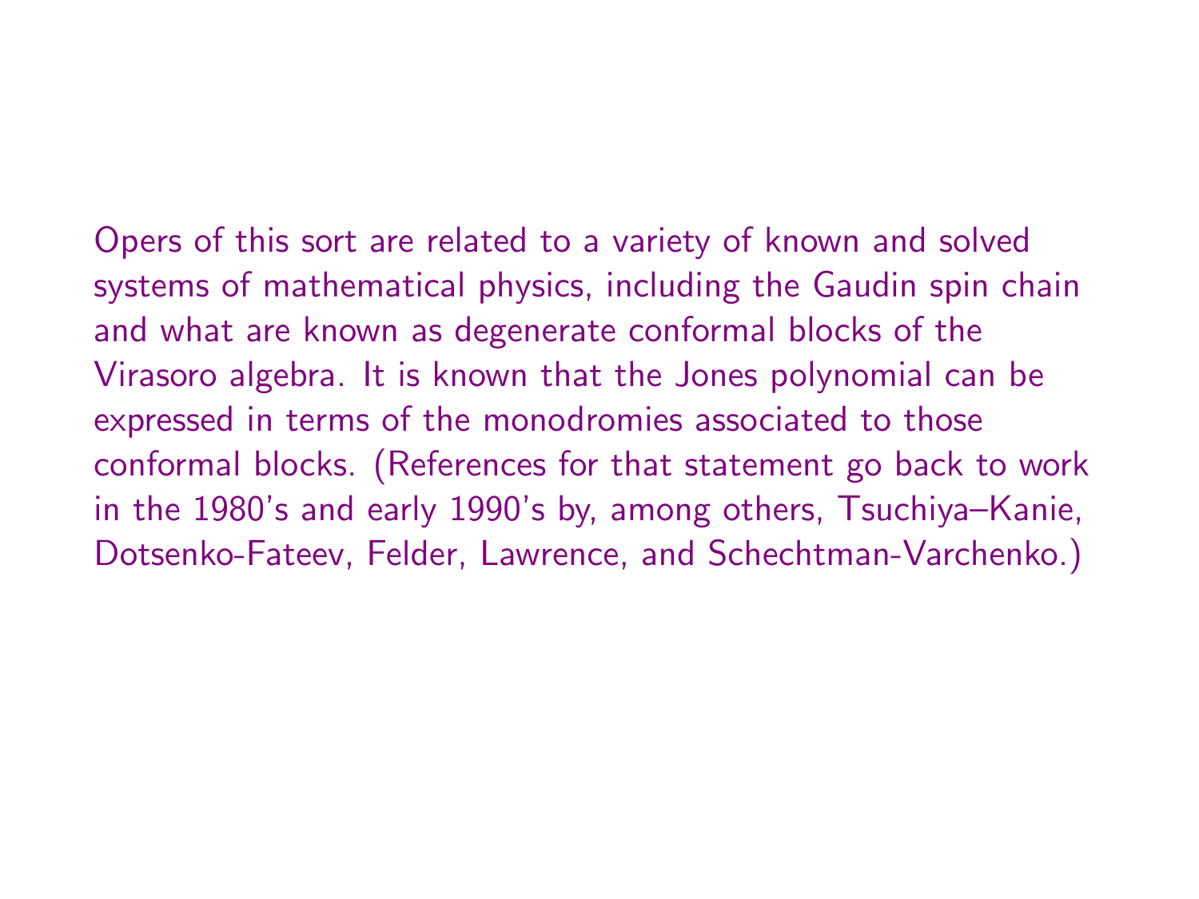Opers of this sort are related to a variety of known and solved systems of mathematical physics, including the Gaudin spin chain and what are known as degenerate conformal blocks of the Virasoro algebra. It is known that the Jones polynomial can be expressed in terms of the monodromies associated to those conformal blocks. (References for that statement go back to work in the 1980's and early 1990's by, among others, Tsuchiya–Kanie, Dotsenko-Fateev, Felder, Lawrence, and Schechtman-Varchenko.)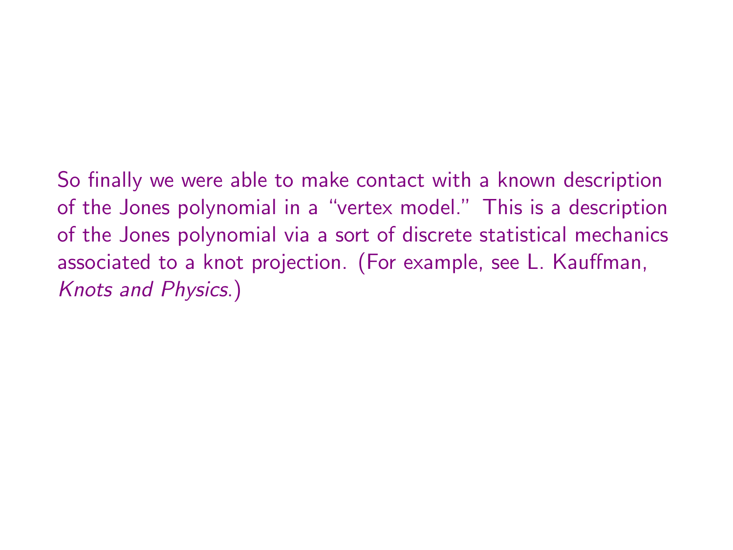So finally we were able to make contact with a known description of the Jones polynomial in a "vertex model." This is a description of the Jones polynomial via a sort of discrete statistical mechanics associated to a knot projection. (For example, see L. Kauffman, *Knots and Physics*.)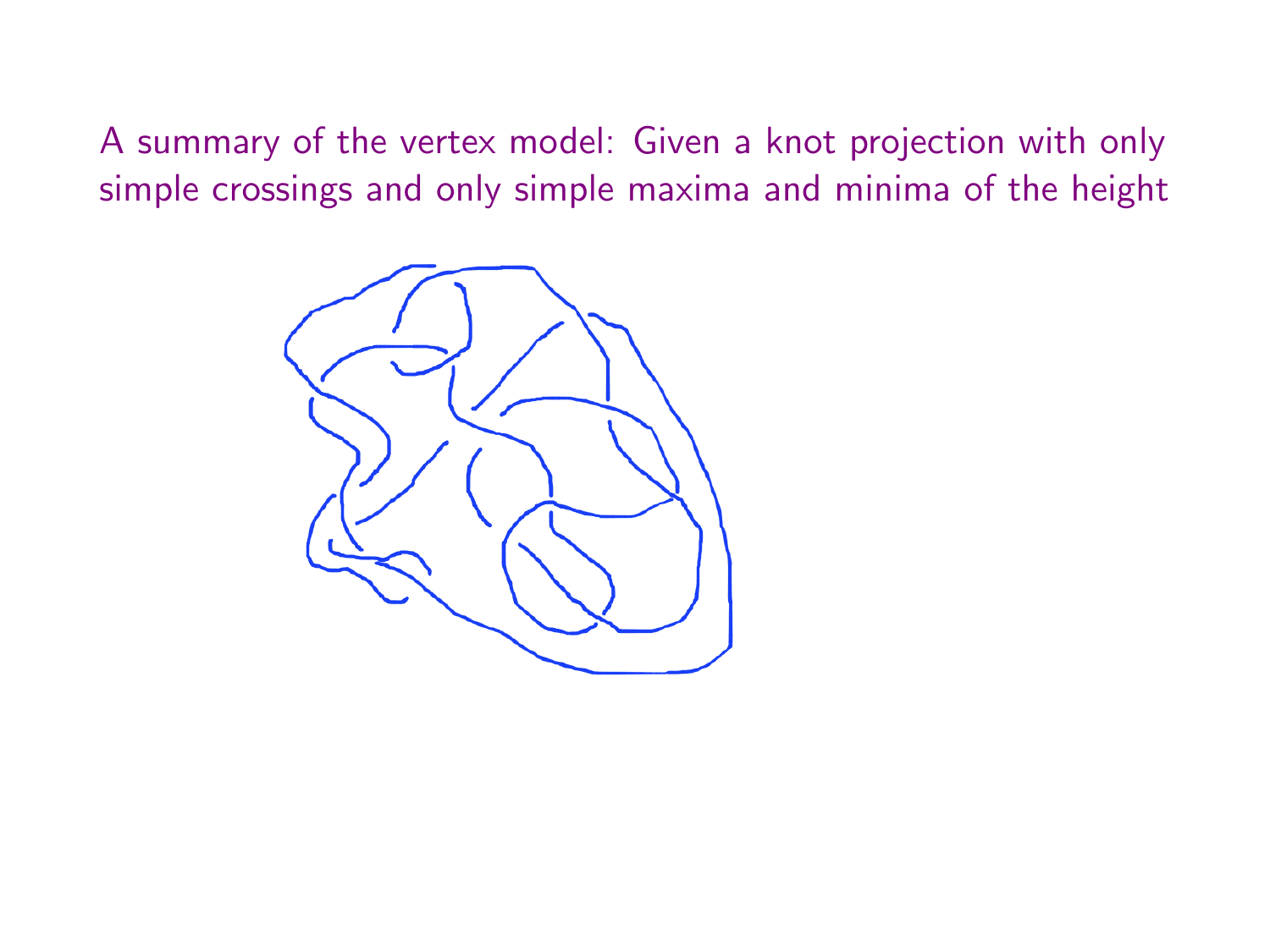A summary of the vertex model: Given a knot projection with only simple crossings and only simple maxima and minima of the height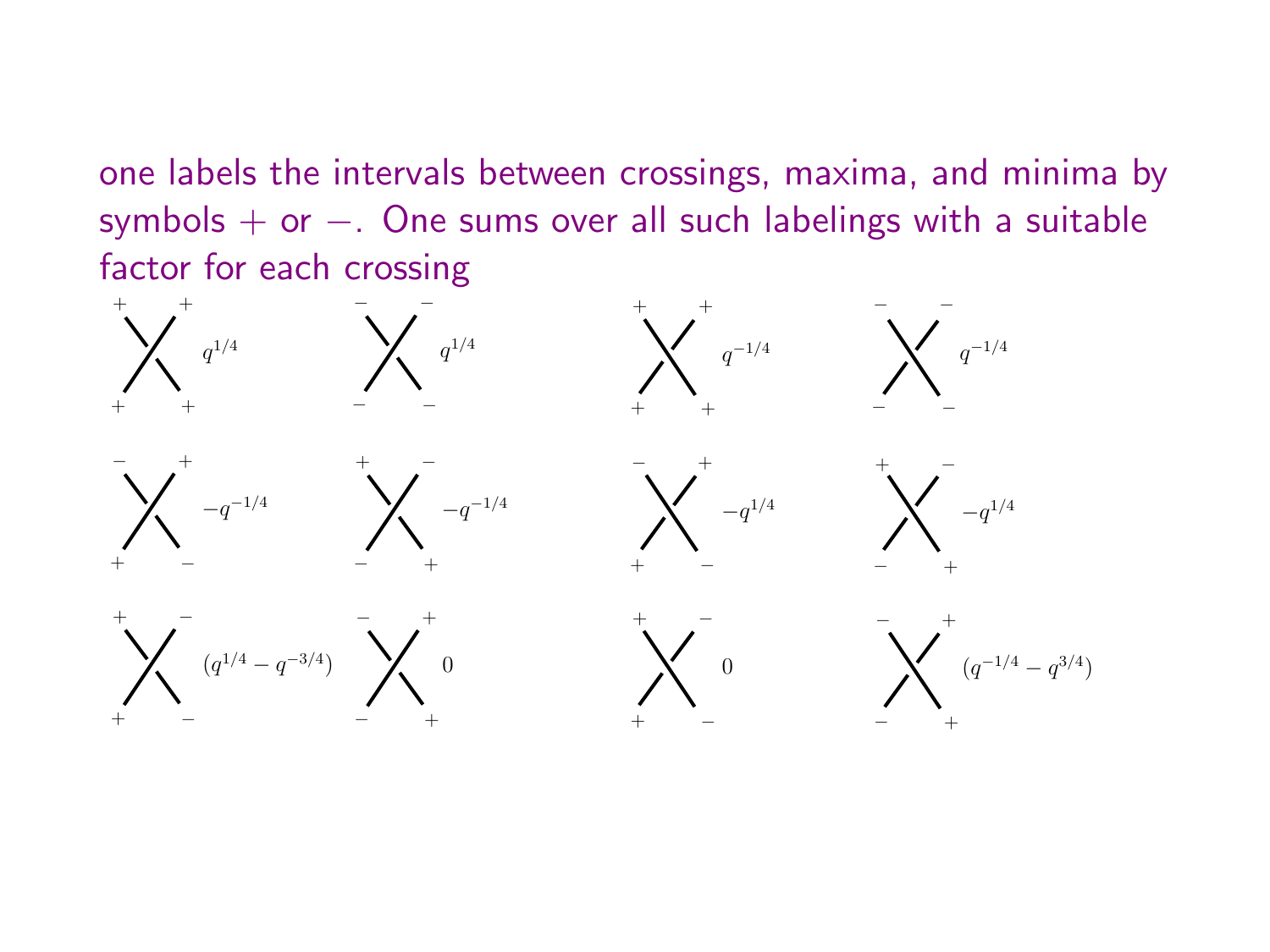one labels the intervals between crossings, maxima, and minima by symbols $+$ or $-$. One sums over all such labelings with a suitable factor for each crossing

$q^{1/4}$ $\quad$ $q^{1/4}$ $\quad$ $q^{-1/4}$ $\quad$ $q^{-1/4}$

$-q^{-1/4}$ $\quad$ $-q^{-1/4}$ $\quad$ $-q^{1/4}$ $\quad$ $-q^{1/4}$

$(q^{1/4} - q^{-3/4})$ $\quad$ $0$ $\quad$ $0$ $\quad$ $(q^{-1/4} - q^{3/4})$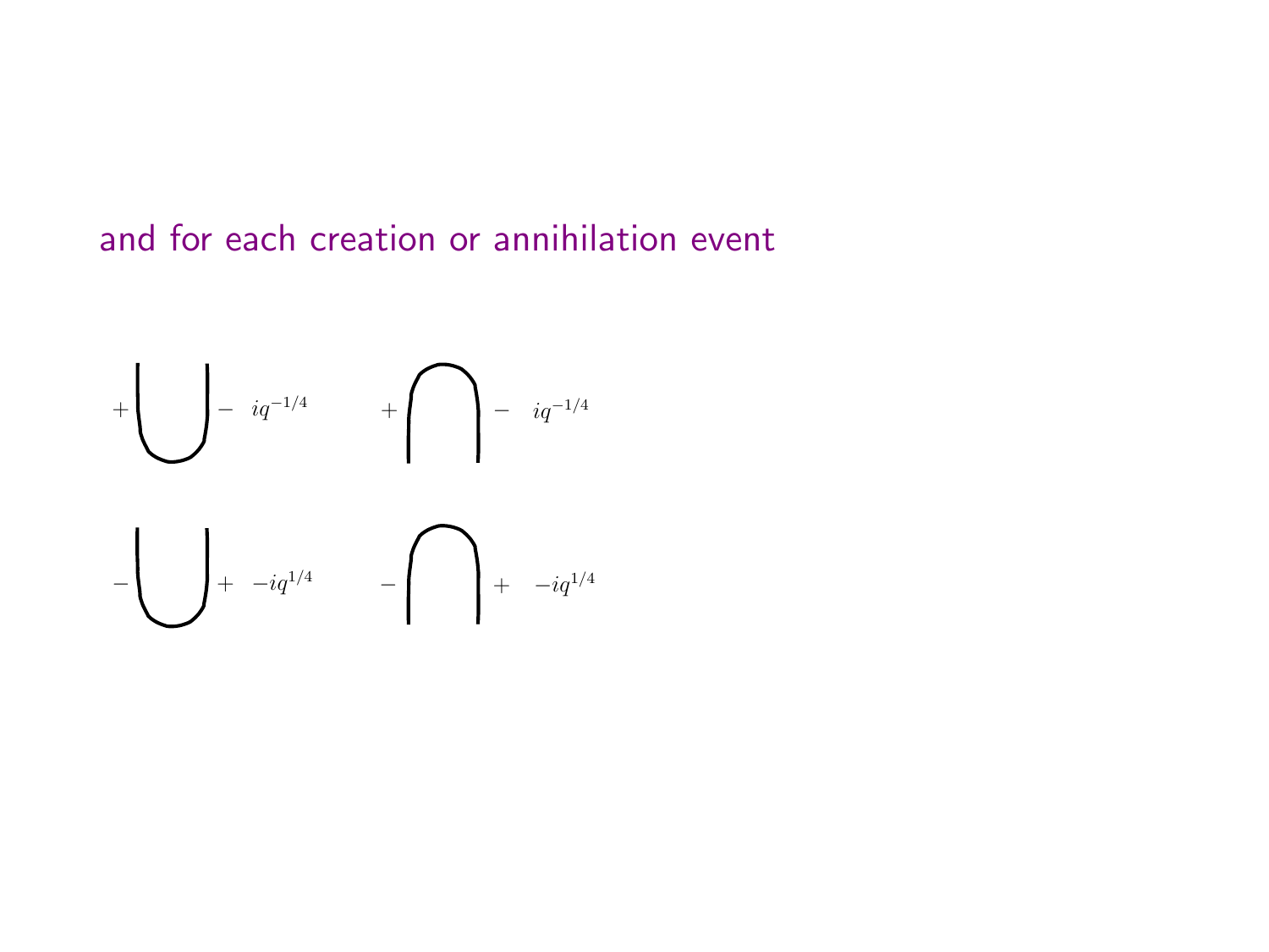and for each creation or annihilation event

$+$ $-$ $iq^{-1/4}$ $+$ $-$ $iq^{-1/4}$

$-$ $+$ $-iq^{1/4}$ $-$ $+$ $-iq^{1/4}$